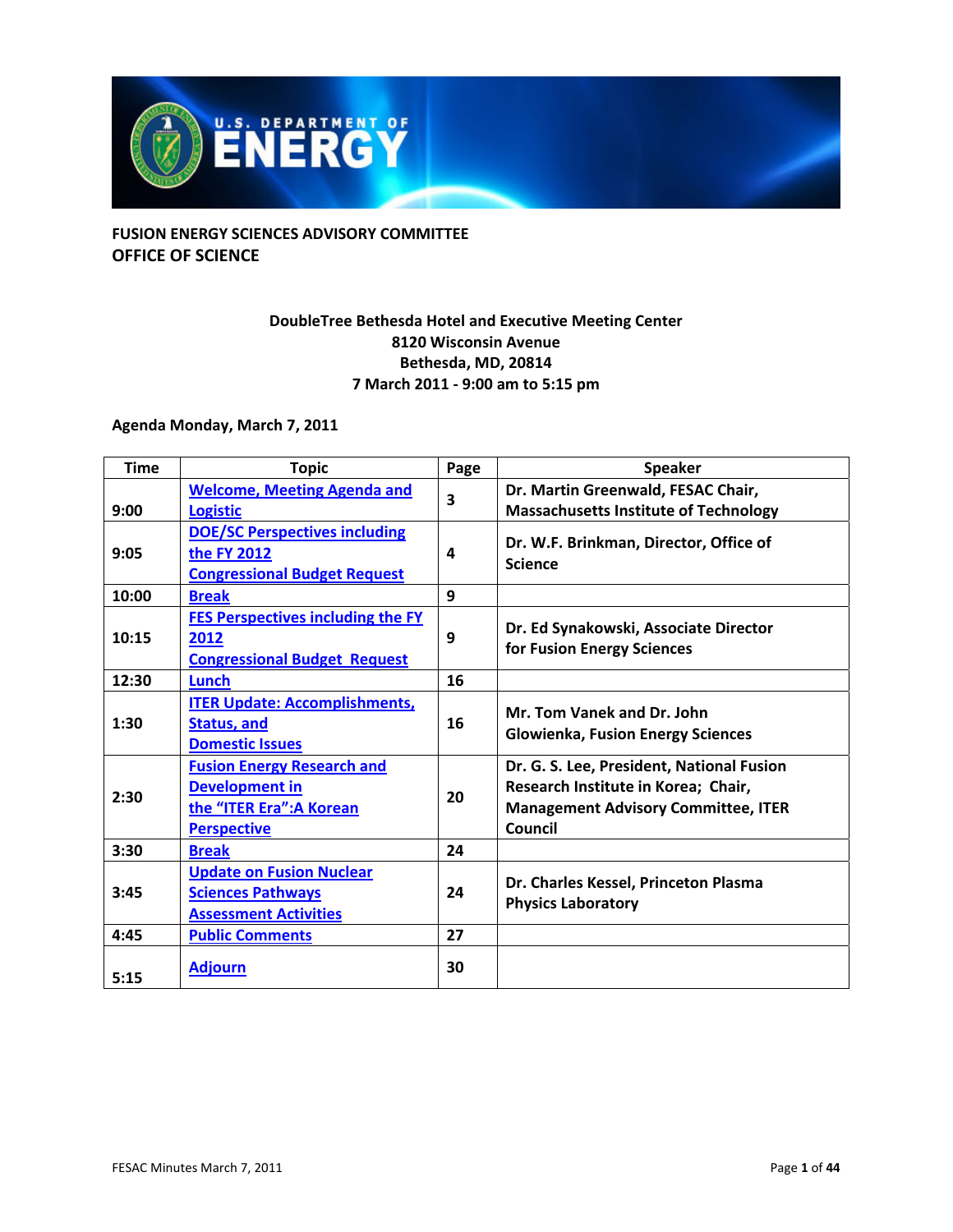FUSION ENERGY SCIENCES ADVISORY COMMITTEE
OFFICE OF SCIENCE

**DoubleTree Bethesda Hotel and Executive Meeting Center**
**8120 Wisconsin Avenue**
**Bethesda, MD, 20814**
**7 March 2011 - 9:00 am to 5:15 pm**

**Agenda Monday, March 7, 2011**

| Time | Topic | Page | Speaker |
|---|---|---|---|
| 9:00 | Welcome, Meeting Agenda and Logistic | 3 | Dr. Martin Greenwald, FESAC Chair, Massachusetts Institute of Technology |
| 9:05 | DOE/SC Perspectives including the FY 2012 Congressional Budget Request | 4 | Dr. W.F. Brinkman, Director, Office of Science |
| 10:00 | Break | 9 | |
| 10:15 | FES Perspectives including the FY 2012 Congressional Budget Request | 9 | Dr. Ed Synakowski, Associate Director for Fusion Energy Sciences |
| 12:30 | Lunch | 16 | |
| 1:30 | ITER Update: Accomplishments, Status, and Domestic Issues | 16 | Mr. Tom Vanek and Dr. John Glowienka, Fusion Energy Sciences |
| 2:30 | Fusion Energy Research and Development in the "ITER Era":A Korean Perspective | 20 | Dr. G. S. Lee, President, National Fusion Research Institute in Korea; Chair, Management Advisory Committee, ITER Council |
| 3:30 | Break | 24 | |
| 3:45 | Update on Fusion Nuclear Sciences Pathways Assessment Activities | 24 | Dr. Charles Kessel, Princeton Plasma Physics Laboratory |
| 4:45 | Public Comments | 27 | |
| 5:15 | Adjourn | 30 | |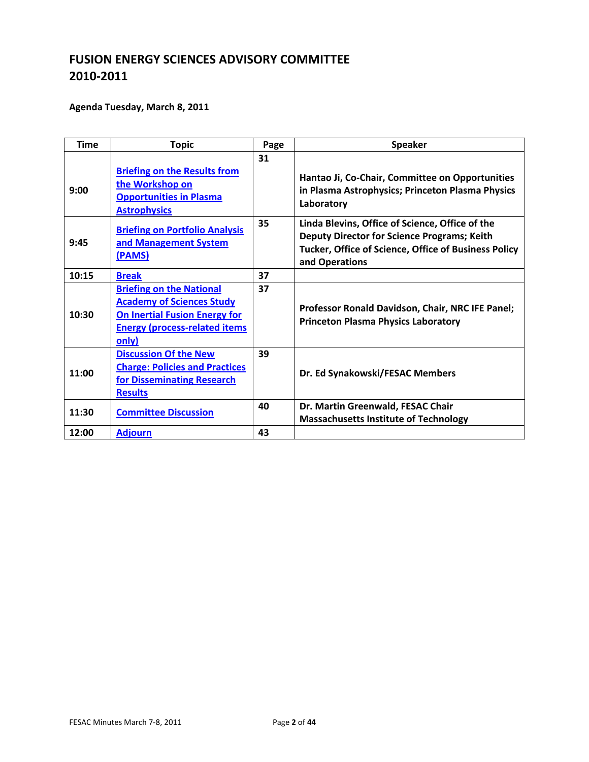# FUSION ENERGY SCIENCES ADVISORY COMMITTEE 2010-2011

**Agenda Tuesday, March 8, 2011**

| Time | Topic | Page | Speaker |
|---|---|---|---|
| 9:00 | Briefing on the Results from the Workshop on Opportunities in Plasma Astrophysics | 31 | Hantao Ji, Co-Chair, Committee on Opportunities in Plasma Astrophysics; Princeton Plasma Physics Laboratory |
| 9:45 | Briefing on Portfolio Analysis and Management System (PAMS) | 35 | Linda Blevins, Office of Science, Office of the Deputy Director for Science Programs; Keith Tucker, Office of Science, Office of Business Policy and Operations |
| 10:15 | Break | 37 | |
| 10:30 | Briefing on the National Academy of Sciences Study On Inertial Fusion Energy for Energy (process-related items only) | 37 | Professor Ronald Davidson, Chair, NRC IFE Panel; Princeton Plasma Physics Laboratory |
| 11:00 | Discussion Of the New Charge: Policies and Practices for Disseminating Research Results | 39 | Dr. Ed Synakowski/FESAC Members |
| 11:30 | Committee Discussion | 40 | Dr. Martin Greenwald, FESAC Chair Massachusetts Institute of Technology |
| 12:00 | Adjourn | 43 | |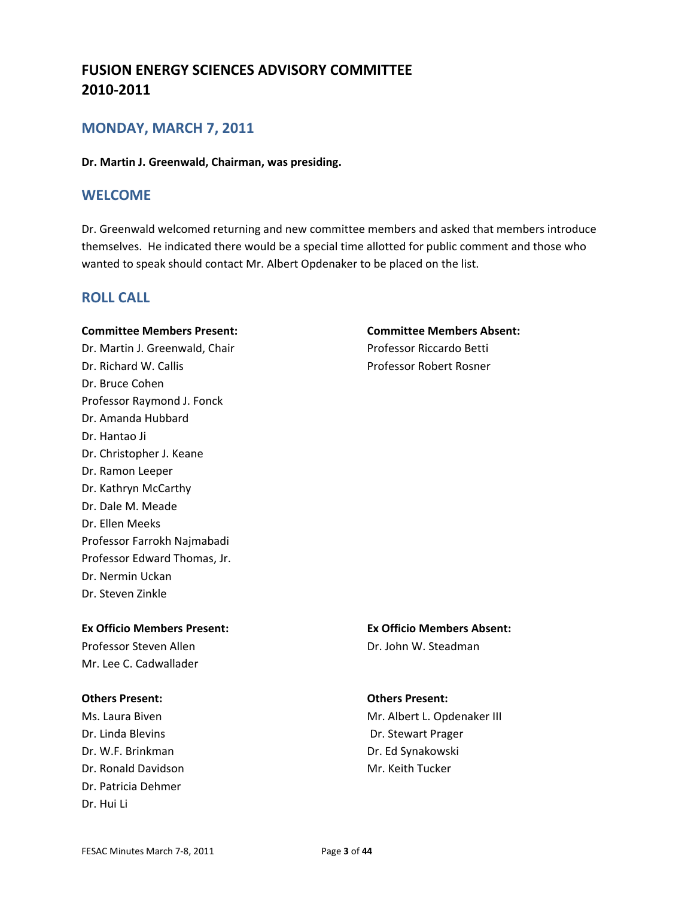# FUSION ENERGY SCIENCES ADVISORY COMMITTEE 2010-2011

## MONDAY, MARCH 7, 2011

**Dr. Martin J. Greenwald, Chairman, was presiding.**

## WELCOME

Dr. Greenwald welcomed returning and new committee members and asked that members introduce themselves. He indicated there would be a special time allotted for public comment and those who wanted to speak should contact Mr. Albert Opdenaker to be placed on the list.

## ROLL CALL

**Committee Members Present:**

Dr. Martin J. Greenwald, Chair
Dr. Richard W. Callis
Dr. Bruce Cohen
Professor Raymond J. Fonck
Dr. Amanda Hubbard
Dr. Hantao Ji
Dr. Christopher J. Keane
Dr. Ramon Leeper
Dr. Kathryn McCarthy
Dr. Dale M. Meade
Dr. Ellen Meeks
Professor Farrokh Najmabadi
Professor Edward Thomas, Jr.
Dr. Nermin Uckan
Dr. Steven Zinkle

**Committee Members Absent:**

Professor Riccardo Betti
Professor Robert Rosner

**Ex Officio Members Present:**

Professor Steven Allen
Mr. Lee C. Cadwallader

**Ex Officio Members Absent:**

Dr. John W. Steadman

**Others Present:**

Ms. Laura Biven
Dr. Linda Blevins
Dr. W.F. Brinkman
Dr. Ronald Davidson
Dr. Patricia Dehmer
Dr. Hui Li
Mr. Albert L. Opdenaker III
Dr. Stewart Prager
Dr. Ed Synakowski
Mr. Keith Tucker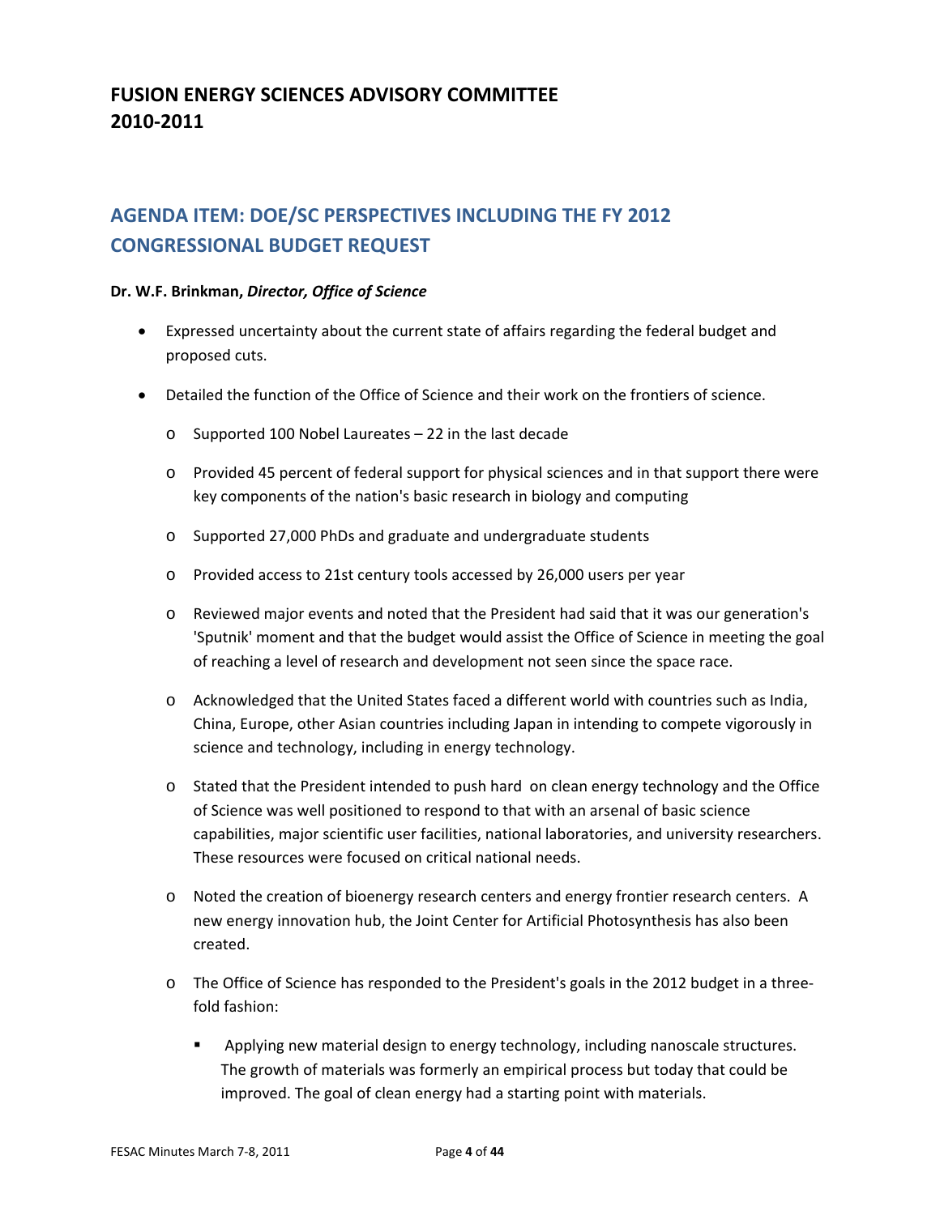## FUSION ENERGY SCIENCES ADVISORY COMMITTEE
## 2010-2011

## AGENDA ITEM: DOE/SC PERSPECTIVES INCLUDING THE FY 2012 CONGRESSIONAL BUDGET REQUEST

**Dr. W.F. Brinkman, *Director, Office of Science***

- Expressed uncertainty about the current state of affairs regarding the federal budget and proposed cuts.
- Detailed the function of the Office of Science and their work on the frontiers of science.
  - Supported 100 Nobel Laureates – 22 in the last decade
  - Provided 45 percent of federal support for physical sciences and in that support there were key components of the nation's basic research in biology and computing
  - Supported 27,000 PhDs and graduate and undergraduate students
  - Provided access to 21st century tools accessed by 26,000 users per year
  - Reviewed major events and noted that the President had said that it was our generation's 'Sputnik' moment and that the budget would assist the Office of Science in meeting the goal of reaching a level of research and development not seen since the space race.
  - Acknowledged that the United States faced a different world with countries such as India, China, Europe, other Asian countries including Japan in intending to compete vigorously in science and technology, including in energy technology.
  - Stated that the President intended to push hard on clean energy technology and the Office of Science was well positioned to respond to that with an arsenal of basic science capabilities, major scientific user facilities, national laboratories, and university researchers. These resources were focused on critical national needs.
  - Noted the creation of bioenergy research centers and energy frontier research centers. A new energy innovation hub, the Joint Center for Artificial Photosynthesis has also been created.
  - The Office of Science has responded to the President's goals in the 2012 budget in a three-fold fashion:
    - Applying new material design to energy technology, including nanoscale structures. The growth of materials was formerly an empirical process but today that could be improved. The goal of clean energy had a starting point with materials.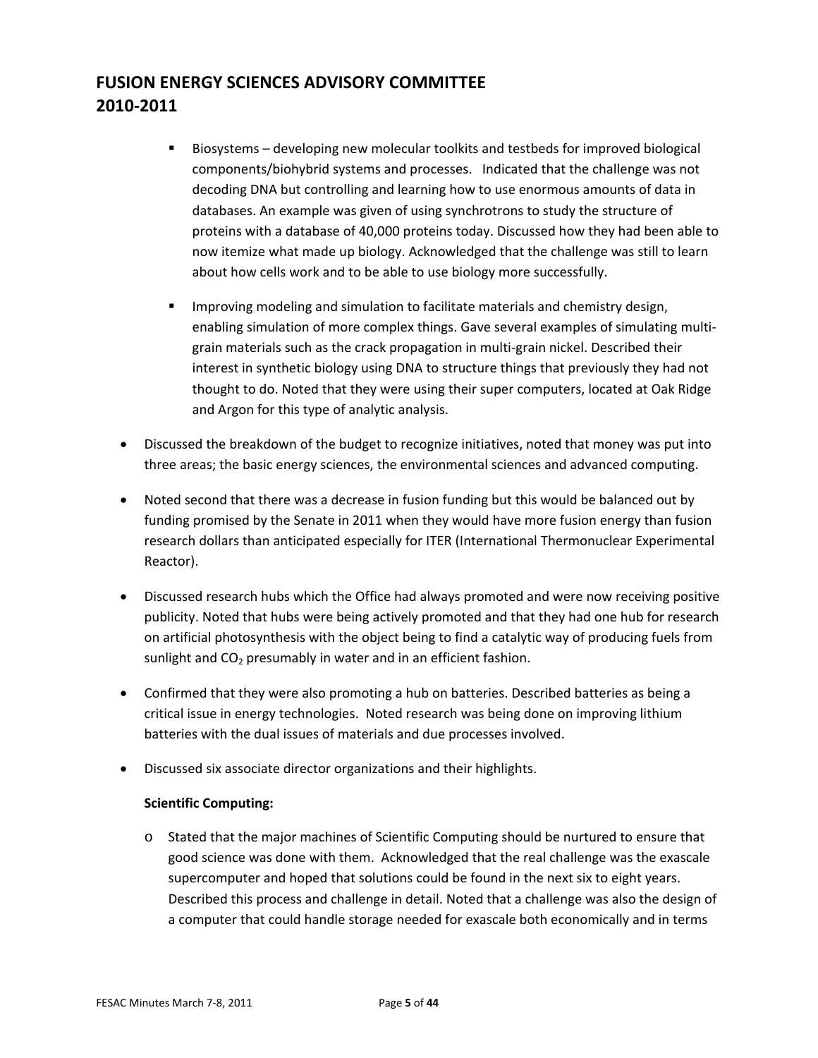# FUSION ENERGY SCIENCES ADVISORY COMMITTEE 2010-2011

    - Biosystems – developing new molecular toolkits and testbeds for improved biological components/biohybrid systems and processes. Indicated that the challenge was not decoding DNA but controlling and learning how to use enormous amounts of data in databases. An example was given of using synchrotrons to study the structure of proteins with a database of 40,000 proteins today. Discussed how they had been able to now itemize what made up biology. Acknowledged that the challenge was still to learn about how cells work and to be able to use biology more successfully.
    - Improving modeling and simulation to facilitate materials and chemistry design, enabling simulation of more complex things. Gave several examples of simulating multi-grain materials such as the crack propagation in multi-grain nickel. Described their interest in synthetic biology using DNA to structure things that previously they had not thought to do. Noted that they were using their super computers, located at Oak Ridge and Argon for this type of analytic analysis.

- Discussed the breakdown of the budget to recognize initiatives, noted that money was put into three areas; the basic energy sciences, the environmental sciences and advanced computing.
- Noted second that there was a decrease in fusion funding but this would be balanced out by funding promised by the Senate in 2011 when they would have more fusion energy than fusion research dollars than anticipated especially for ITER (International Thermonuclear Experimental Reactor).
- Discussed research hubs which the Office had always promoted and were now receiving positive publicity. Noted that hubs were being actively promoted and that they had one hub for research on artificial photosynthesis with the object being to find a catalytic way of producing fuels from sunlight and $CO_2$ presumably in water and in an efficient fashion.
- Confirmed that they were also promoting a hub on batteries. Described batteries as being a critical issue in energy technologies. Noted research was being done on improving lithium batteries with the dual issues of materials and due processes involved.
- Discussed six associate director organizations and their highlights.

  **Scientific Computing:**

  - Stated that the major machines of Scientific Computing should be nurtured to ensure that good science was done with them. Acknowledged that the real challenge was the exascale supercomputer and hoped that solutions could be found in the next six to eight years. Described this process and challenge in detail. Noted that a challenge was also the design of a computer that could handle storage needed for exascale both economically and in terms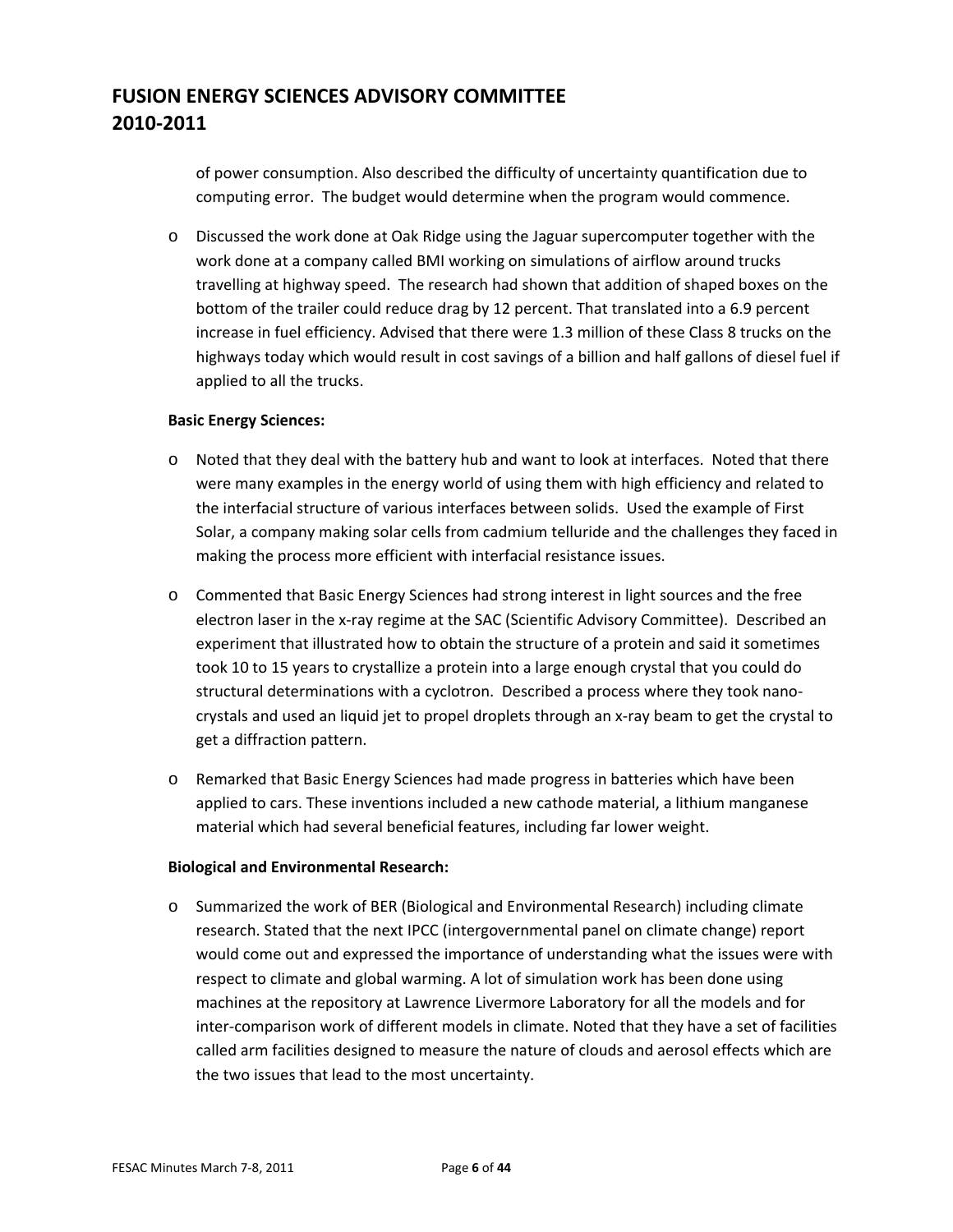of power consumption. Also described the difficulty of uncertainty quantification due to computing error. The budget would determine when the program would commence.

- Discussed the work done at Oak Ridge using the Jaguar supercomputer together with the work done at a company called BMI working on simulations of airflow around trucks travelling at highway speed. The research had shown that addition of shaped boxes on the bottom of the trailer could reduce drag by 12 percent. That translated into a 6.9 percent increase in fuel efficiency. Advised that there were 1.3 million of these Class 8 trucks on the highways today which would result in cost savings of a billion and half gallons of diesel fuel if applied to all the trucks.

**Basic Energy Sciences:**

- Noted that they deal with the battery hub and want to look at interfaces. Noted that there were many examples in the energy world of using them with high efficiency and related to the interfacial structure of various interfaces between solids. Used the example of First Solar, a company making solar cells from cadmium telluride and the challenges they faced in making the process more efficient with interfacial resistance issues.

- Commented that Basic Energy Sciences had strong interest in light sources and the free electron laser in the x-ray regime at the SAC (Scientific Advisory Committee). Described an experiment that illustrated how to obtain the structure of a protein and said it sometimes took 10 to 15 years to crystallize a protein into a large enough crystal that you could do structural determinations with a cyclotron. Described a process where they took nano-crystals and used an liquid jet to propel droplets through an x-ray beam to get the crystal to get a diffraction pattern.

- Remarked that Basic Energy Sciences had made progress in batteries which have been applied to cars. These inventions included a new cathode material, a lithium manganese material which had several beneficial features, including far lower weight.

**Biological and Environmental Research:**

- Summarized the work of BER (Biological and Environmental Research) including climate research. Stated that the next IPCC (intergovernmental panel on climate change) report would come out and expressed the importance of understanding what the issues were with respect to climate and global warming. A lot of simulation work has been done using machines at the repository at Lawrence Livermore Laboratory for all the models and for inter-comparison work of different models in climate. Noted that they have a set of facilities called arm facilities designed to measure the nature of clouds and aerosol effects which are the two issues that lead to the most uncertainty.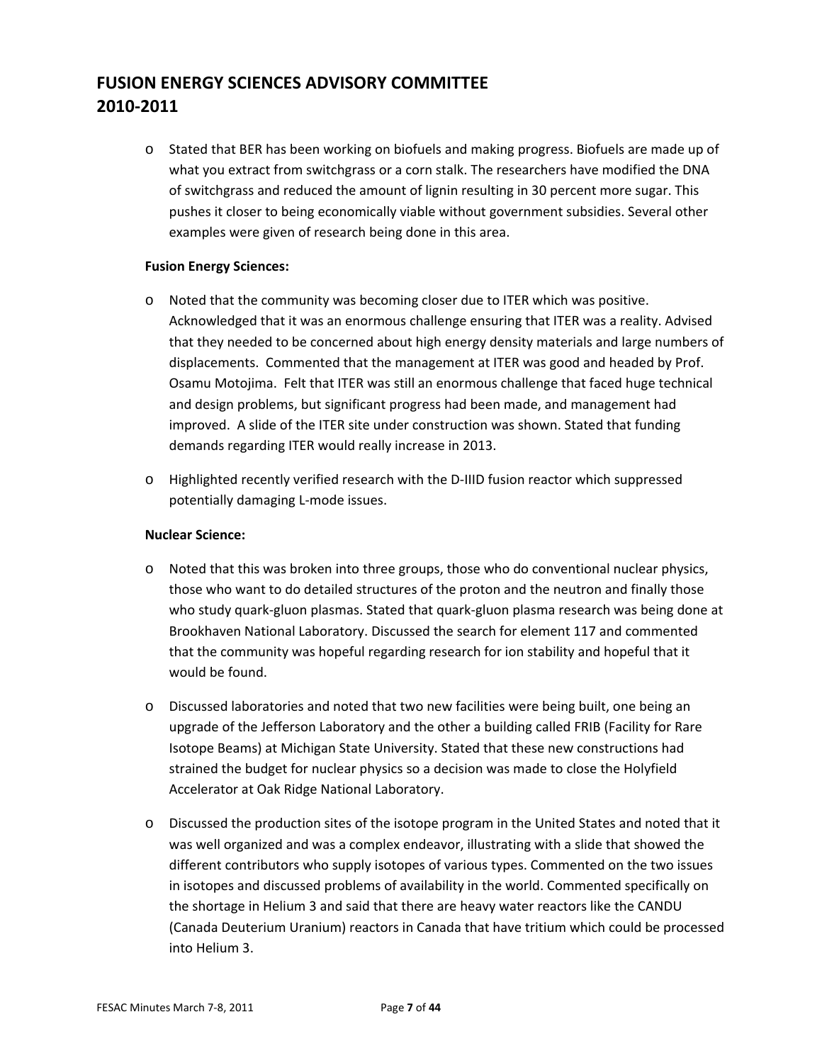# FUSION ENERGY SCIENCES ADVISORY COMMITTEE 2010-2011

- Stated that BER has been working on biofuels and making progress. Biofuels are made up of what you extract from switchgrass or a corn stalk. The researchers have modified the DNA of switchgrass and reduced the amount of lignin resulting in 30 percent more sugar. This pushes it closer to being economically viable without government subsidies. Several other examples were given of research being done in this area.

**Fusion Energy Sciences:**

- Noted that the community was becoming closer due to ITER which was positive. Acknowledged that it was an enormous challenge ensuring that ITER was a reality. Advised that they needed to be concerned about high energy density materials and large numbers of displacements. Commented that the management at ITER was good and headed by Prof. Osamu Motojima. Felt that ITER was still an enormous challenge that faced huge technical and design problems, but significant progress had been made, and management had improved. A slide of the ITER site under construction was shown. Stated that funding demands regarding ITER would really increase in 2013.
- Highlighted recently verified research with the D-IIID fusion reactor which suppressed potentially damaging L-mode issues.

**Nuclear Science:**

- Noted that this was broken into three groups, those who do conventional nuclear physics, those who want to do detailed structures of the proton and the neutron and finally those who study quark-gluon plasmas. Stated that quark-gluon plasma research was being done at Brookhaven National Laboratory. Discussed the search for element 117 and commented that the community was hopeful regarding research for ion stability and hopeful that it would be found.
- Discussed laboratories and noted that two new facilities were being built, one being an upgrade of the Jefferson Laboratory and the other a building called FRIB (Facility for Rare Isotope Beams) at Michigan State University. Stated that these new constructions had strained the budget for nuclear physics so a decision was made to close the Holyfield Accelerator at Oak Ridge National Laboratory.
- Discussed the production sites of the isotope program in the United States and noted that it was well organized and was a complex endeavor, illustrating with a slide that showed the different contributors who supply isotopes of various types. Commented on the two issues in isotopes and discussed problems of availability in the world. Commented specifically on the shortage in Helium 3 and said that there are heavy water reactors like the CANDU (Canada Deuterium Uranium) reactors in Canada that have tritium which could be processed into Helium 3.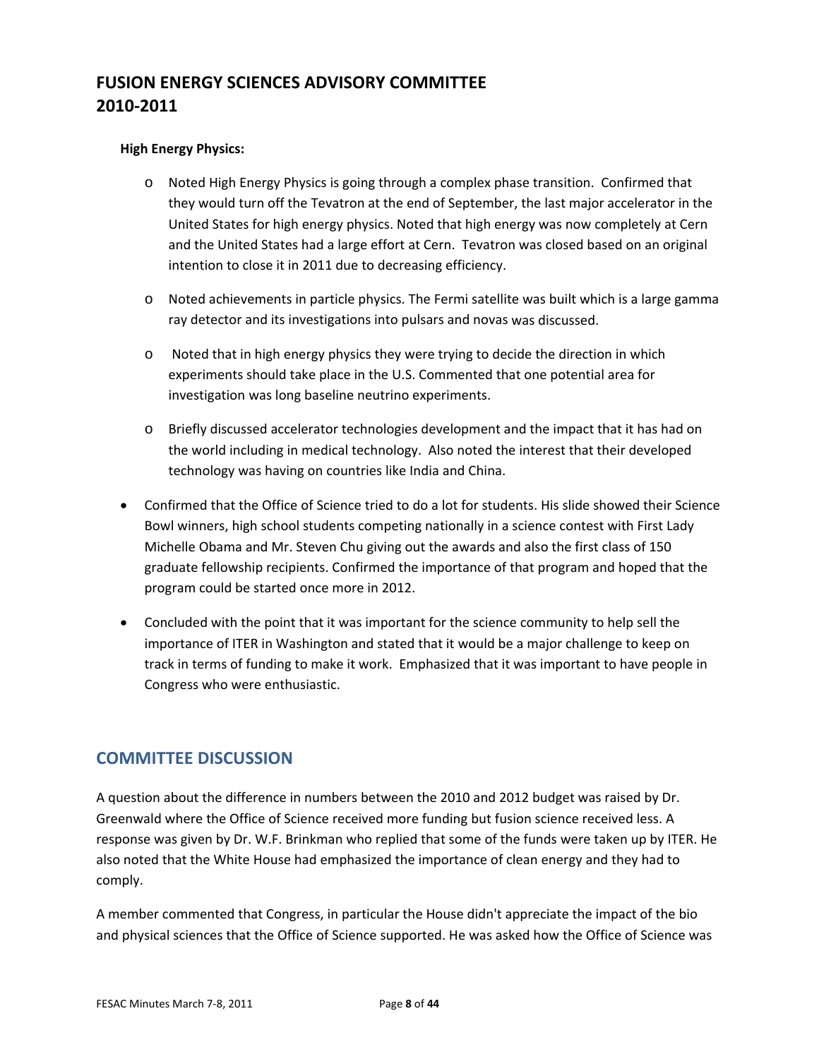# FUSION ENERGY SCIENCES ADVISORY COMMITTEE 2010-2011

**High Energy Physics:**

- Noted High Energy Physics is going through a complex phase transition. Confirmed that they would turn off the Tevatron at the end of September, the last major accelerator in the United States for high energy physics. Noted that high energy was now completely at Cern and the United States had a large effort at Cern. Tevatron was closed based on an original intention to close it in 2011 due to decreasing efficiency.
- Noted achievements in particle physics. The Fermi satellite was built which is a large gamma ray detector and its investigations into pulsars and novas was discussed.
- Noted that in high energy physics they were trying to decide the direction in which experiments should take place in the U.S. Commented that one potential area for investigation was long baseline neutrino experiments.
- Briefly discussed accelerator technologies development and the impact that it has had on the world including in medical technology. Also noted the interest that their developed technology was having on countries like India and China.

- Confirmed that the Office of Science tried to do a lot for students. His slide showed their Science Bowl winners, high school students competing nationally in a science contest with First Lady Michelle Obama and Mr. Steven Chu giving out the awards and also the first class of 150 graduate fellowship recipients. Confirmed the importance of that program and hoped that the program could be started once more in 2012.
- Concluded with the point that it was important for the science community to help sell the importance of ITER in Washington and stated that it would be a major challenge to keep on track in terms of funding to make it work. Emphasized that it was important to have people in Congress who were enthusiastic.

## COMMITTEE DISCUSSION

A question about the difference in numbers between the 2010 and 2012 budget was raised by Dr. Greenwald where the Office of Science received more funding but fusion science received less. A response was given by Dr. W.F. Brinkman who replied that some of the funds were taken up by ITER. He also noted that the White House had emphasized the importance of clean energy and they had to comply.

A member commented that Congress, in particular the House didn't appreciate the impact of the bio and physical sciences that the Office of Science supported. He was asked how the Office of Science was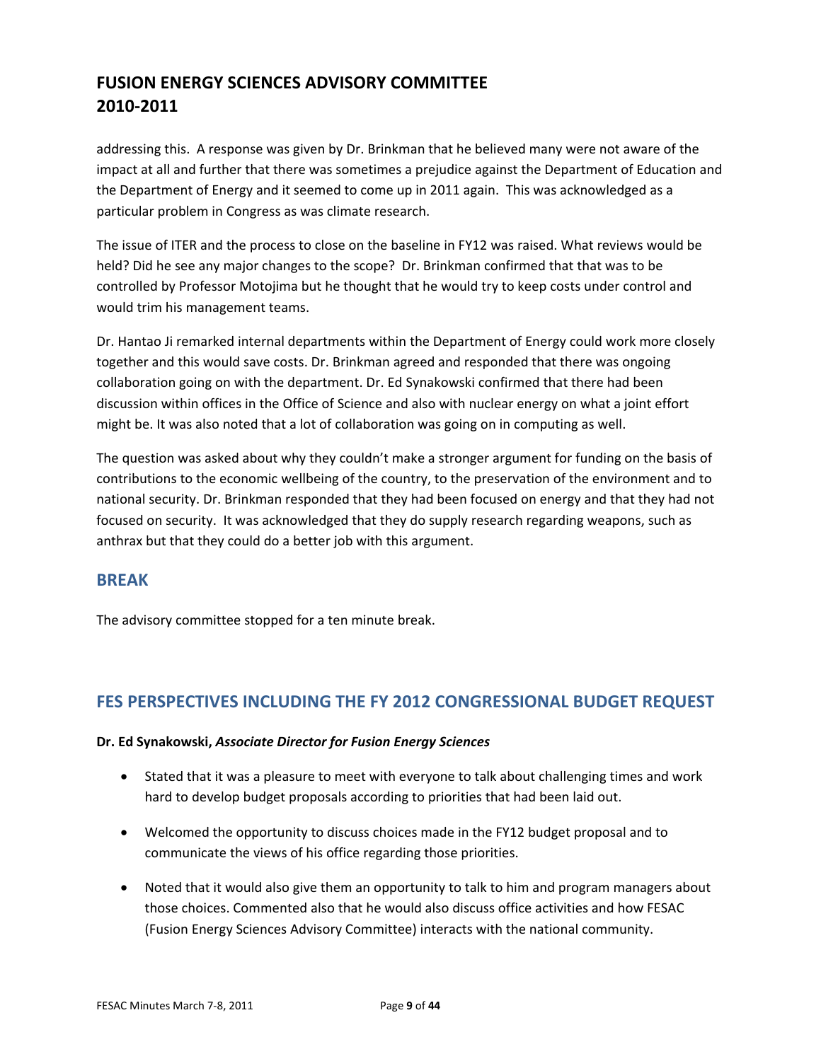addressing this. A response was given by Dr. Brinkman that he believed many were not aware of the impact at all and further that there was sometimes a prejudice against the Department of Education and the Department of Energy and it seemed to come up in 2011 again. This was acknowledged as a particular problem in Congress as was climate research.

The issue of ITER and the process to close on the baseline in FY12 was raised. What reviews would be held? Did he see any major changes to the scope? Dr. Brinkman confirmed that that was to be controlled by Professor Motojima but he thought that he would try to keep costs under control and would trim his management teams.

Dr. Hantao Ji remarked internal departments within the Department of Energy could work more closely together and this would save costs. Dr. Brinkman agreed and responded that there was ongoing collaboration going on with the department. Dr. Ed Synakowski confirmed that there had been discussion within offices in the Office of Science and also with nuclear energy on what a joint effort might be. It was also noted that a lot of collaboration was going on in computing as well.

The question was asked about why they couldn't make a stronger argument for funding on the basis of contributions to the economic wellbeing of the country, to the preservation of the environment and to national security. Dr. Brinkman responded that they had been focused on energy and that they had not focused on security. It was acknowledged that they do supply research regarding weapons, such as anthrax but that they could do a better job with this argument.

## BREAK

The advisory committee stopped for a ten minute break.

## FES PERSPECTIVES INCLUDING THE FY 2012 CONGRESSIONAL BUDGET REQUEST

**Dr. Ed Synakowski,** ***Associate Director for Fusion Energy Sciences***

- Stated that it was a pleasure to meet with everyone to talk about challenging times and work hard to develop budget proposals according to priorities that had been laid out.
- Welcomed the opportunity to discuss choices made in the FY12 budget proposal and to communicate the views of his office regarding those priorities.
- Noted that it would also give them an opportunity to talk to him and program managers about those choices. Commented also that he would also discuss office activities and how FESAC (Fusion Energy Sciences Advisory Committee) interacts with the national community.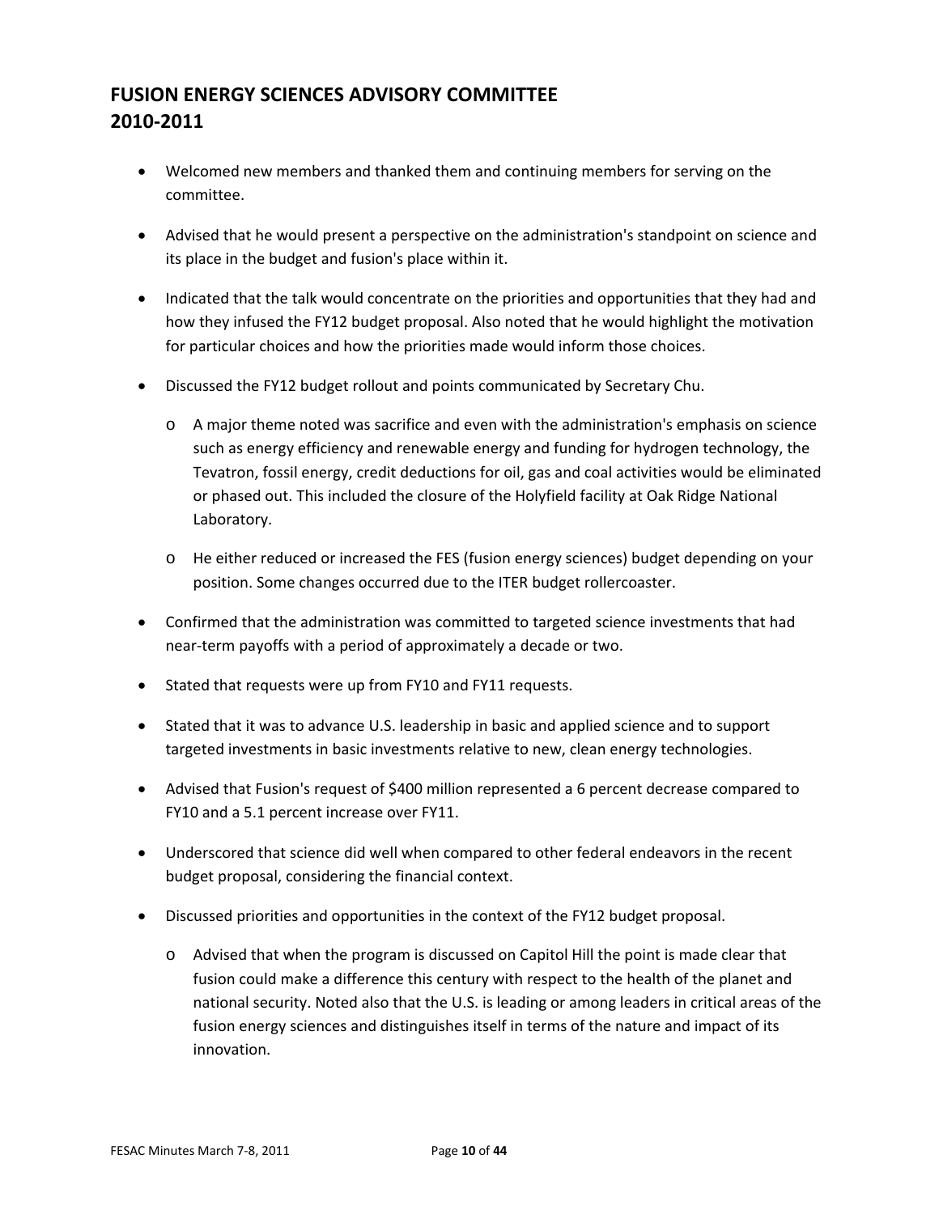## FUSION ENERGY SCIENCES ADVISORY COMMITTEE 2010-2011

- Welcomed new members and thanked them and continuing members for serving on the committee.
- Advised that he would present a perspective on the administration's standpoint on science and its place in the budget and fusion's place within it.
- Indicated that the talk would concentrate on the priorities and opportunities that they had and how they infused the FY12 budget proposal. Also noted that he would highlight the motivation for particular choices and how the priorities made would inform those choices.
- Discussed the FY12 budget rollout and points communicated by Secretary Chu.
  - A major theme noted was sacrifice and even with the administration's emphasis on science such as energy efficiency and renewable energy and funding for hydrogen technology, the Tevatron, fossil energy, credit deductions for oil, gas and coal activities would be eliminated or phased out. This included the closure of the Holyfield facility at Oak Ridge National Laboratory.
  - He either reduced or increased the FES (fusion energy sciences) budget depending on your position. Some changes occurred due to the ITER budget rollercoaster.
- Confirmed that the administration was committed to targeted science investments that had near-term payoffs with a period of approximately a decade or two.
- Stated that requests were up from FY10 and FY11 requests.
- Stated that it was to advance U.S. leadership in basic and applied science and to support targeted investments in basic investments relative to new, clean energy technologies.
- Advised that Fusion's request of $400 million represented a 6 percent decrease compared to FY10 and a 5.1 percent increase over FY11.
- Underscored that science did well when compared to other federal endeavors in the recent budget proposal, considering the financial context.
- Discussed priorities and opportunities in the context of the FY12 budget proposal.
  - Advised that when the program is discussed on Capitol Hill the point is made clear that fusion could make a difference this century with respect to the health of the planet and national security. Noted also that the U.S. is leading or among leaders in critical areas of the fusion energy sciences and distinguishes itself in terms of the nature and impact of its innovation.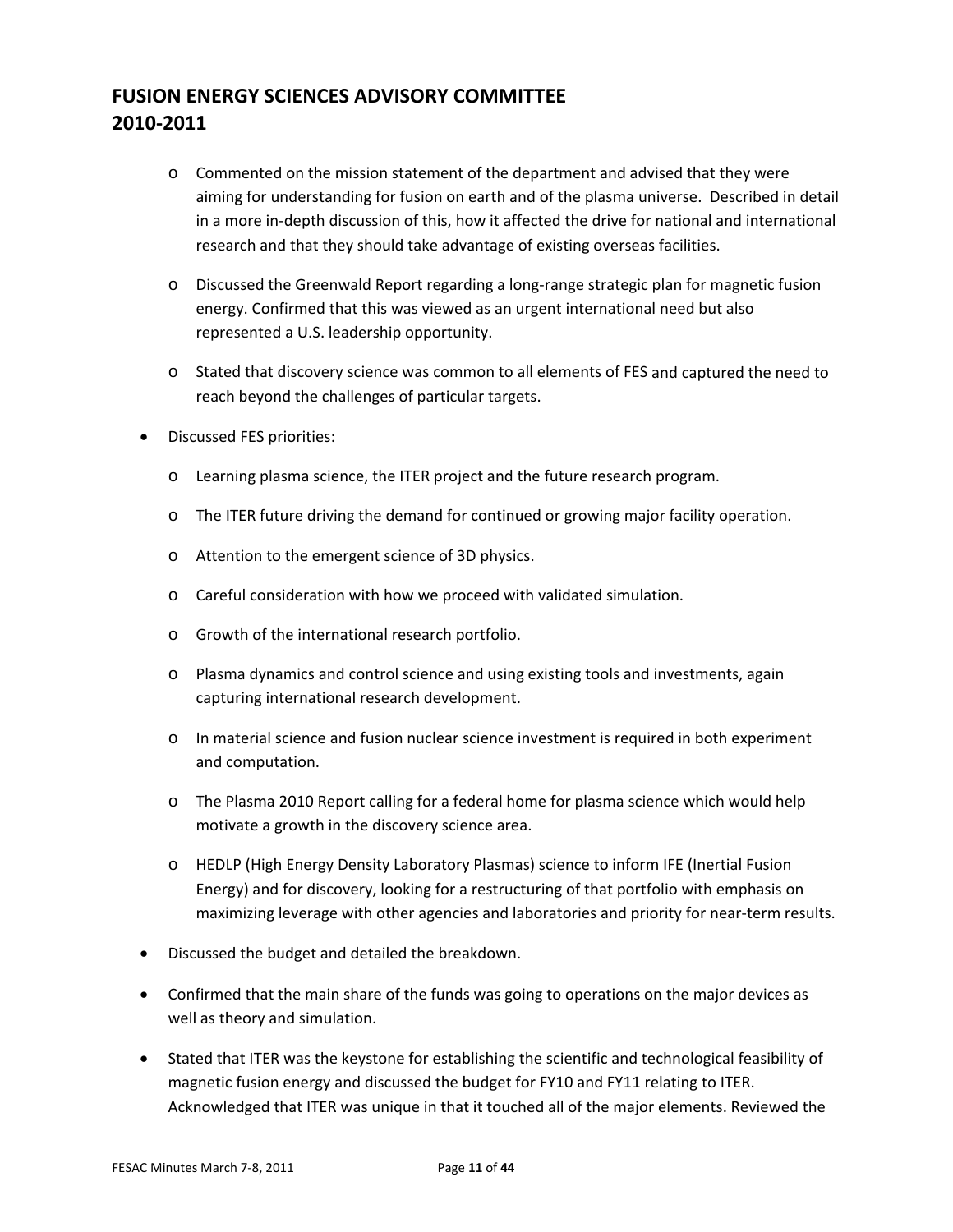# FUSION ENERGY SCIENCES ADVISORY COMMITTEE 2010-2011

  - Commented on the mission statement of the department and advised that they were aiming for understanding for fusion on earth and of the plasma universe. Described in detail in a more in-depth discussion of this, how it affected the drive for national and international research and that they should take advantage of existing overseas facilities.
  - Discussed the Greenwald Report regarding a long-range strategic plan for magnetic fusion energy. Confirmed that this was viewed as an urgent international need but also represented a U.S. leadership opportunity.
  - Stated that discovery science was common to all elements of FES and captured the need to reach beyond the challenges of particular targets.

- Discussed FES priorities:
  - Learning plasma science, the ITER project and the future research program.
  - The ITER future driving the demand for continued or growing major facility operation.
  - Attention to the emergent science of 3D physics.
  - Careful consideration with how we proceed with validated simulation.
  - Growth of the international research portfolio.
  - Plasma dynamics and control science and using existing tools and investments, again capturing international research development.
  - In material science and fusion nuclear science investment is required in both experiment and computation.
  - The Plasma 2010 Report calling for a federal home for plasma science which would help motivate a growth in the discovery science area.
  - HEDLP (High Energy Density Laboratory Plasmas) science to inform IFE (Inertial Fusion Energy) and for discovery, looking for a restructuring of that portfolio with emphasis on maximizing leverage with other agencies and laboratories and priority for near-term results.

- Discussed the budget and detailed the breakdown.
- Confirmed that the main share of the funds was going to operations on the major devices as well as theory and simulation.
- Stated that ITER was the keystone for establishing the scientific and technological feasibility of magnetic fusion energy and discussed the budget for FY10 and FY11 relating to ITER. Acknowledged that ITER was unique in that it touched all of the major elements. Reviewed the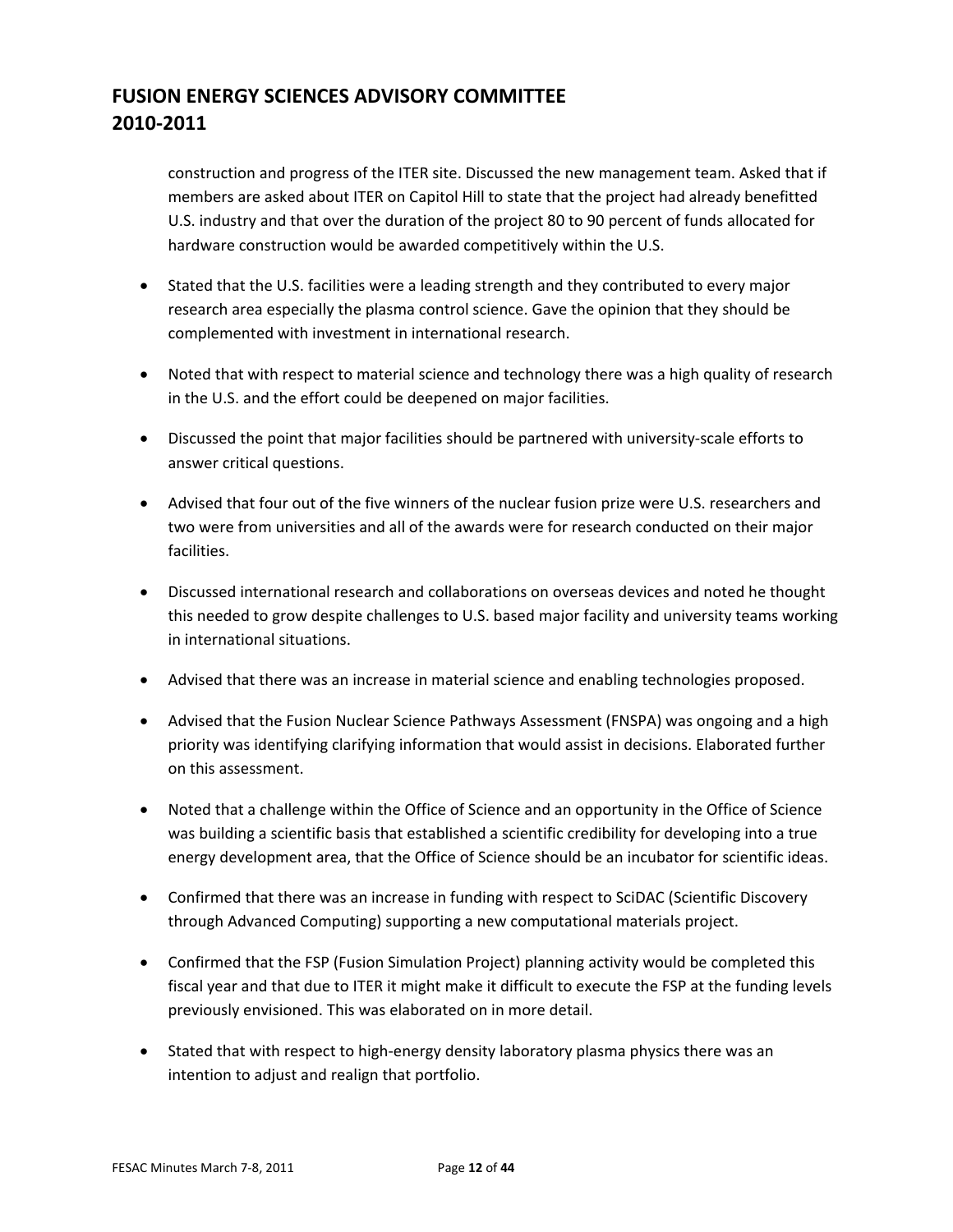construction and progress of the ITER site. Discussed the new management team. Asked that if members are asked about ITER on Capitol Hill to state that the project had already benefitted U.S. industry and that over the duration of the project 80 to 90 percent of funds allocated for hardware construction would be awarded competitively within the U.S.

- Stated that the U.S. facilities were a leading strength and they contributed to every major research area especially the plasma control science. Gave the opinion that they should be complemented with investment in international research.
- Noted that with respect to material science and technology there was a high quality of research in the U.S. and the effort could be deepened on major facilities.
- Discussed the point that major facilities should be partnered with university-scale efforts to answer critical questions.
- Advised that four out of the five winners of the nuclear fusion prize were U.S. researchers and two were from universities and all of the awards were for research conducted on their major facilities.
- Discussed international research and collaborations on overseas devices and noted he thought this needed to grow despite challenges to U.S. based major facility and university teams working in international situations.
- Advised that there was an increase in material science and enabling technologies proposed.
- Advised that the Fusion Nuclear Science Pathways Assessment (FNSPA) was ongoing and a high priority was identifying clarifying information that would assist in decisions. Elaborated further on this assessment.
- Noted that a challenge within the Office of Science and an opportunity in the Office of Science was building a scientific basis that established a scientific credibility for developing into a true energy development area, that the Office of Science should be an incubator for scientific ideas.
- Confirmed that there was an increase in funding with respect to SciDAC (Scientific Discovery through Advanced Computing) supporting a new computational materials project.
- Confirmed that the FSP (Fusion Simulation Project) planning activity would be completed this fiscal year and that due to ITER it might make it difficult to execute the FSP at the funding levels previously envisioned. This was elaborated on in more detail.
- Stated that with respect to high-energy density laboratory plasma physics there was an intention to adjust and realign that portfolio.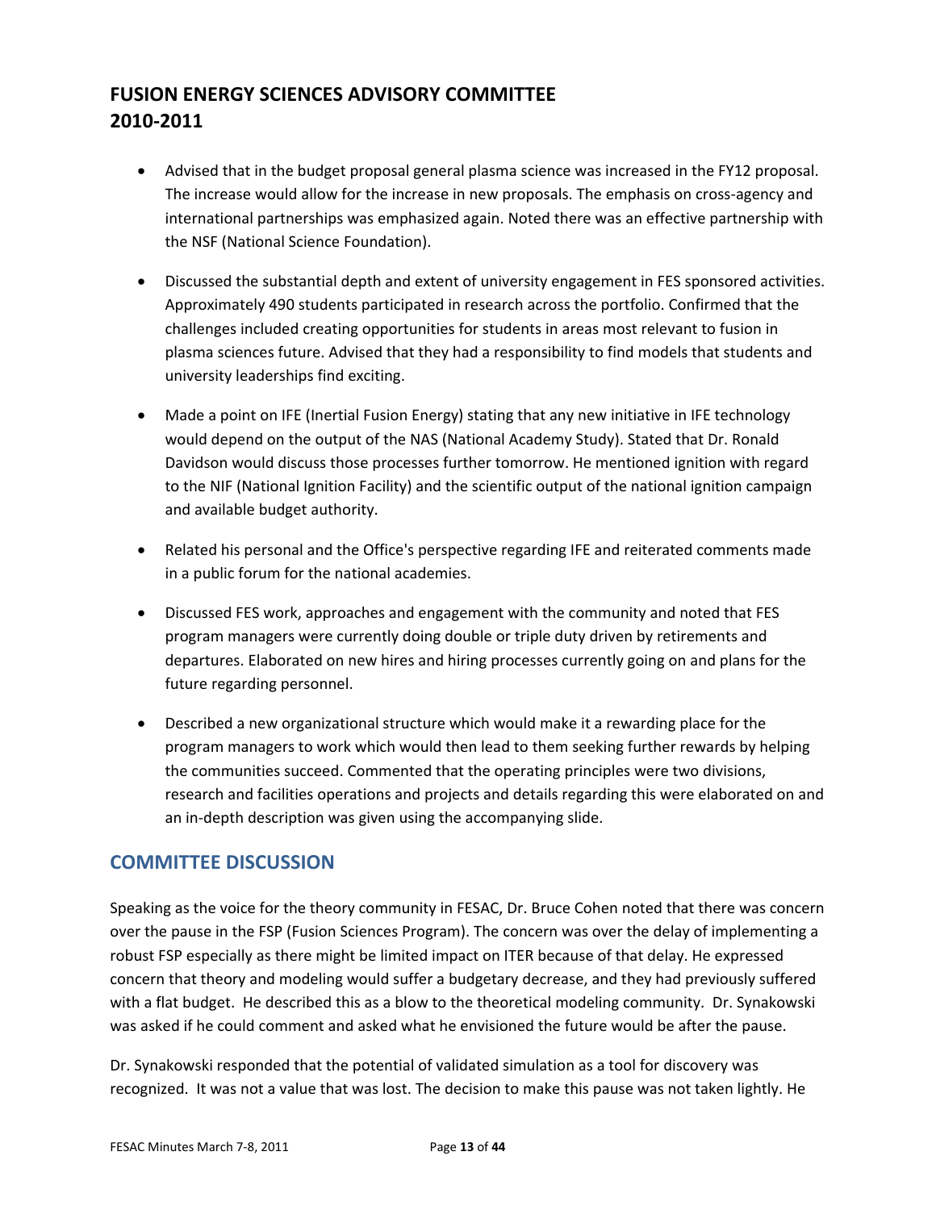## FUSION ENERGY SCIENCES ADVISORY COMMITTEE 2010-2011

- Advised that in the budget proposal general plasma science was increased in the FY12 proposal. The increase would allow for the increase in new proposals. The emphasis on cross-agency and international partnerships was emphasized again. Noted there was an effective partnership with the NSF (National Science Foundation).
- Discussed the substantial depth and extent of university engagement in FES sponsored activities. Approximately 490 students participated in research across the portfolio. Confirmed that the challenges included creating opportunities for students in areas most relevant to fusion in plasma sciences future. Advised that they had a responsibility to find models that students and university leaderships find exciting.
- Made a point on IFE (Inertial Fusion Energy) stating that any new initiative in IFE technology would depend on the output of the NAS (National Academy Study). Stated that Dr. Ronald Davidson would discuss those processes further tomorrow. He mentioned ignition with regard to the NIF (National Ignition Facility) and the scientific output of the national ignition campaign and available budget authority.
- Related his personal and the Office's perspective regarding IFE and reiterated comments made in a public forum for the national academies.
- Discussed FES work, approaches and engagement with the community and noted that FES program managers were currently doing double or triple duty driven by retirements and departures. Elaborated on new hires and hiring processes currently going on and plans for the future regarding personnel.
- Described a new organizational structure which would make it a rewarding place for the program managers to work which would then lead to them seeking further rewards by helping the communities succeed. Commented that the operating principles were two divisions, research and facilities operations and projects and details regarding this were elaborated on and an in-depth description was given using the accompanying slide.

## COMMITTEE DISCUSSION

Speaking as the voice for the theory community in FESAC, Dr. Bruce Cohen noted that there was concern over the pause in the FSP (Fusion Sciences Program). The concern was over the delay of implementing a robust FSP especially as there might be limited impact on ITER because of that delay. He expressed concern that theory and modeling would suffer a budgetary decrease, and they had previously suffered with a flat budget. He described this as a blow to the theoretical modeling community. Dr. Synakowski was asked if he could comment and asked what he envisioned the future would be after the pause.

Dr. Synakowski responded that the potential of validated simulation as a tool for discovery was recognized. It was not a value that was lost. The decision to make this pause was not taken lightly. He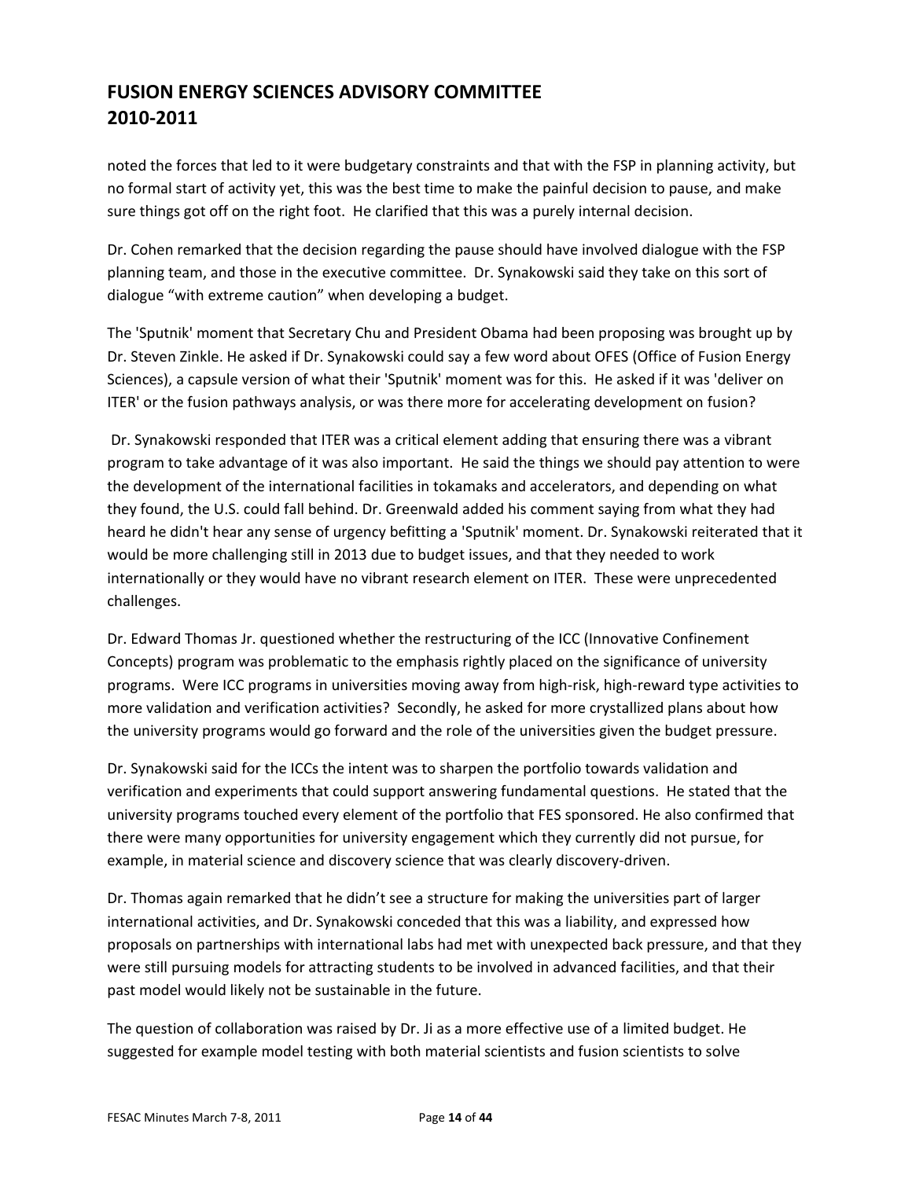noted the forces that led to it were budgetary constraints and that with the FSP in planning activity, but no formal start of activity yet, this was the best time to make the painful decision to pause, and make sure things got off on the right foot. He clarified that this was a purely internal decision.

Dr. Cohen remarked that the decision regarding the pause should have involved dialogue with the FSP planning team, and those in the executive committee. Dr. Synakowski said they take on this sort of dialogue "with extreme caution" when developing a budget.

The 'Sputnik' moment that Secretary Chu and President Obama had been proposing was brought up by Dr. Steven Zinkle. He asked if Dr. Synakowski could say a few word about OFES (Office of Fusion Energy Sciences), a capsule version of what their 'Sputnik' moment was for this. He asked if it was 'deliver on ITER' or the fusion pathways analysis, or was there more for accelerating development on fusion?

Dr. Synakowski responded that ITER was a critical element adding that ensuring there was a vibrant program to take advantage of it was also important. He said the things we should pay attention to were the development of the international facilities in tokamaks and accelerators, and depending on what they found, the U.S. could fall behind. Dr. Greenwald added his comment saying from what they had heard he didn't hear any sense of urgency befitting a 'Sputnik' moment. Dr. Synakowski reiterated that it would be more challenging still in 2013 due to budget issues, and that they needed to work internationally or they would have no vibrant research element on ITER. These were unprecedented challenges.

Dr. Edward Thomas Jr. questioned whether the restructuring of the ICC (Innovative Confinement Concepts) program was problematic to the emphasis rightly placed on the significance of university programs. Were ICC programs in universities moving away from high-risk, high-reward type activities to more validation and verification activities? Secondly, he asked for more crystallized plans about how the university programs would go forward and the role of the universities given the budget pressure.

Dr. Synakowski said for the ICCs the intent was to sharpen the portfolio towards validation and verification and experiments that could support answering fundamental questions. He stated that the university programs touched every element of the portfolio that FES sponsored. He also confirmed that there were many opportunities for university engagement which they currently did not pursue, for example, in material science and discovery science that was clearly discovery-driven.

Dr. Thomas again remarked that he didn't see a structure for making the universities part of larger international activities, and Dr. Synakowski conceded that this was a liability, and expressed how proposals on partnerships with international labs had met with unexpected back pressure, and that they were still pursuing models for attracting students to be involved in advanced facilities, and that their past model would likely not be sustainable in the future.

The question of collaboration was raised by Dr. Ji as a more effective use of a limited budget. He suggested for example model testing with both material scientists and fusion scientists to solve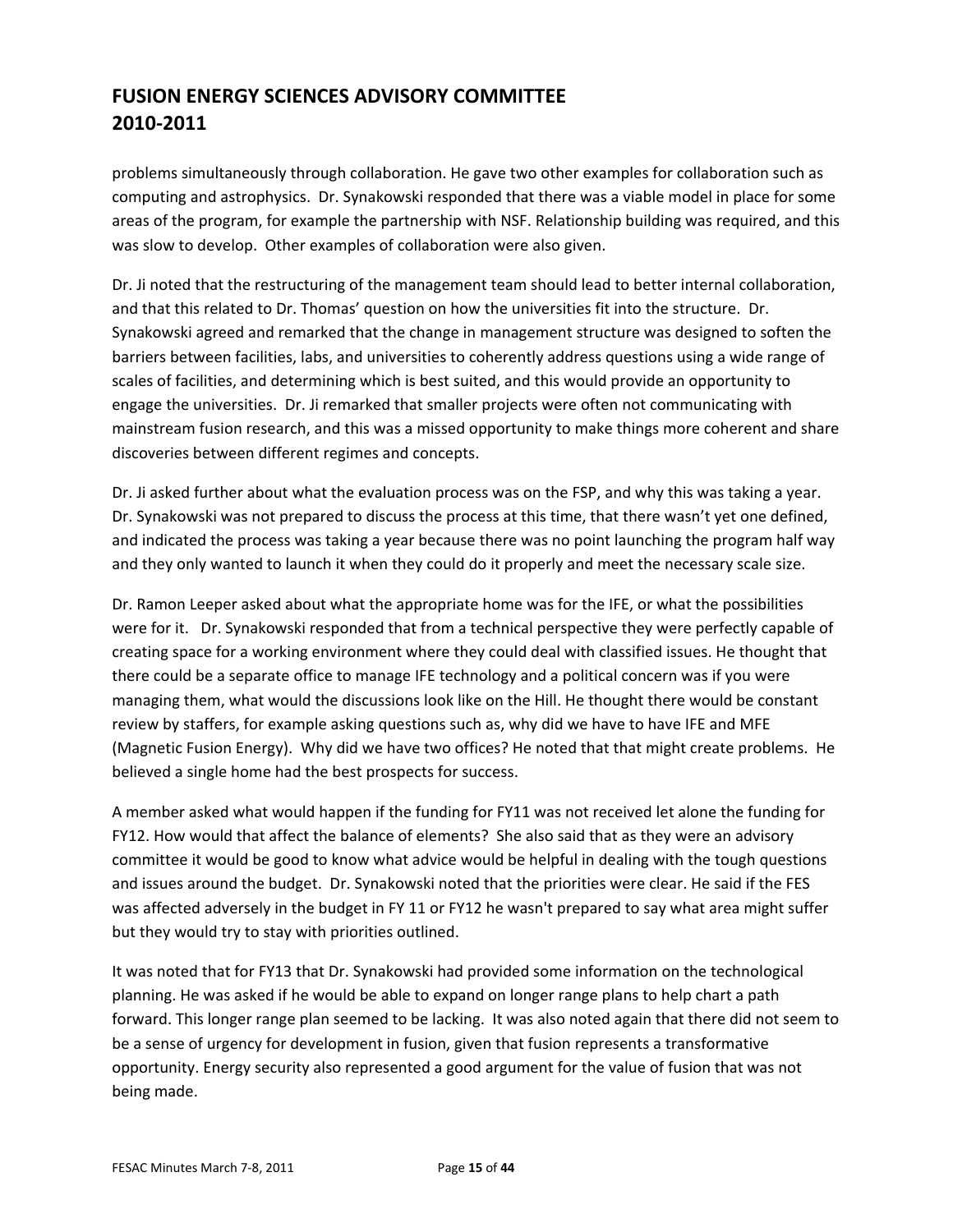problems simultaneously through collaboration. He gave two other examples for collaboration such as computing and astrophysics. Dr. Synakowski responded that there was a viable model in place for some areas of the program, for example the partnership with NSF. Relationship building was required, and this was slow to develop. Other examples of collaboration were also given.

Dr. Ji noted that the restructuring of the management team should lead to better internal collaboration, and that this related to Dr. Thomas' question on how the universities fit into the structure. Dr. Synakowski agreed and remarked that the change in management structure was designed to soften the barriers between facilities, labs, and universities to coherently address questions using a wide range of scales of facilities, and determining which is best suited, and this would provide an opportunity to engage the universities. Dr. Ji remarked that smaller projects were often not communicating with mainstream fusion research, and this was a missed opportunity to make things more coherent and share discoveries between different regimes and concepts.

Dr. Ji asked further about what the evaluation process was on the FSP, and why this was taking a year. Dr. Synakowski was not prepared to discuss the process at this time, that there wasn't yet one defined, and indicated the process was taking a year because there was no point launching the program half way and they only wanted to launch it when they could do it properly and meet the necessary scale size.

Dr. Ramon Leeper asked about what the appropriate home was for the IFE, or what the possibilities were for it. Dr. Synakowski responded that from a technical perspective they were perfectly capable of creating space for a working environment where they could deal with classified issues. He thought that there could be a separate office to manage IFE technology and a political concern was if you were managing them, what would the discussions look like on the Hill. He thought there would be constant review by staffers, for example asking questions such as, why did we have to have IFE and MFE (Magnetic Fusion Energy). Why did we have two offices? He noted that that might create problems. He believed a single home had the best prospects for success.

A member asked what would happen if the funding for FY11 was not received let alone the funding for FY12. How would that affect the balance of elements? She also said that as they were an advisory committee it would be good to know what advice would be helpful in dealing with the tough questions and issues around the budget. Dr. Synakowski noted that the priorities were clear. He said if the FES was affected adversely in the budget in FY 11 or FY12 he wasn't prepared to say what area might suffer but they would try to stay with priorities outlined.

It was noted that for FY13 that Dr. Synakowski had provided some information on the technological planning. He was asked if he would be able to expand on longer range plans to help chart a path forward. This longer range plan seemed to be lacking. It was also noted again that there did not seem to be a sense of urgency for development in fusion, given that fusion represents a transformative opportunity. Energy security also represented a good argument for the value of fusion that was not being made.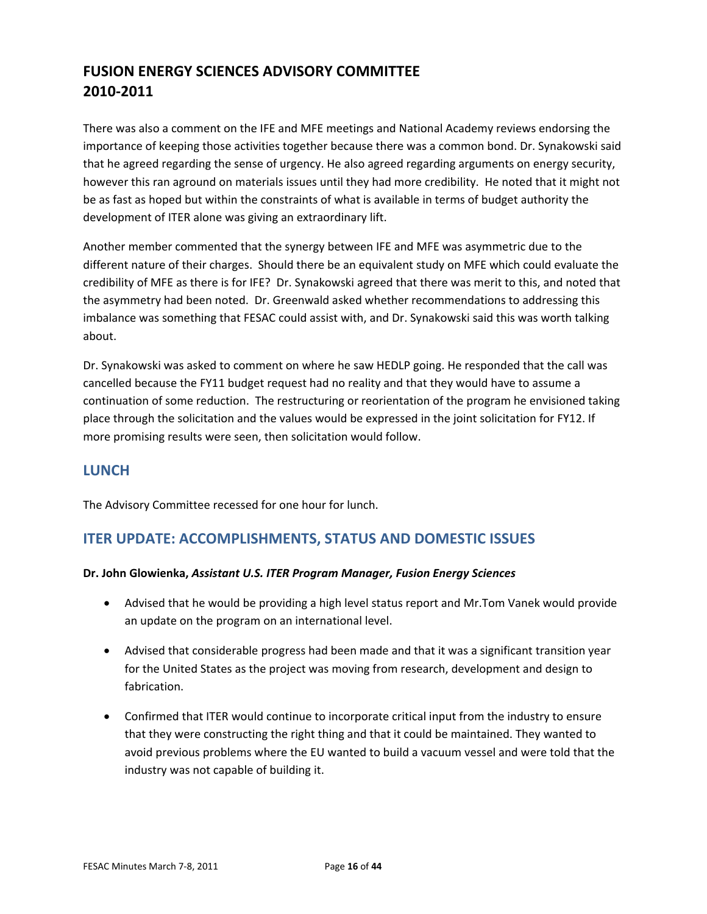# FUSION ENERGY SCIENCES ADVISORY COMMITTEE 2010-2011

There was also a comment on the IFE and MFE meetings and National Academy reviews endorsing the importance of keeping those activities together because there was a common bond. Dr. Synakowski said that he agreed regarding the sense of urgency. He also agreed regarding arguments on energy security, however this ran aground on materials issues until they had more credibility. He noted that it might not be as fast as hoped but within the constraints of what is available in terms of budget authority the development of ITER alone was giving an extraordinary lift.

Another member commented that the synergy between IFE and MFE was asymmetric due to the different nature of their charges. Should there be an equivalent study on MFE which could evaluate the credibility of MFE as there is for IFE? Dr. Synakowski agreed that there was merit to this, and noted that the asymmetry had been noted. Dr. Greenwald asked whether recommendations to addressing this imbalance was something that FESAC could assist with, and Dr. Synakowski said this was worth talking about.

Dr. Synakowski was asked to comment on where he saw HEDLP going. He responded that the call was cancelled because the FY11 budget request had no reality and that they would have to assume a continuation of some reduction. The restructuring or reorientation of the program he envisioned taking place through the solicitation and the values would be expressed in the joint solicitation for FY12. If more promising results were seen, then solicitation would follow.

## LUNCH

The Advisory Committee recessed for one hour for lunch.

## ITER UPDATE: ACCOMPLISHMENTS, STATUS AND DOMESTIC ISSUES

**Dr. John Glowienka, *Assistant U.S. ITER Program Manager, Fusion Energy Sciences***

- Advised that he would be providing a high level status report and Mr.Tom Vanek would provide an update on the program on an international level.
- Advised that considerable progress had been made and that it was a significant transition year for the United States as the project was moving from research, development and design to fabrication.
- Confirmed that ITER would continue to incorporate critical input from the industry to ensure that they were constructing the right thing and that it could be maintained. They wanted to avoid previous problems where the EU wanted to build a vacuum vessel and were told that the industry was not capable of building it.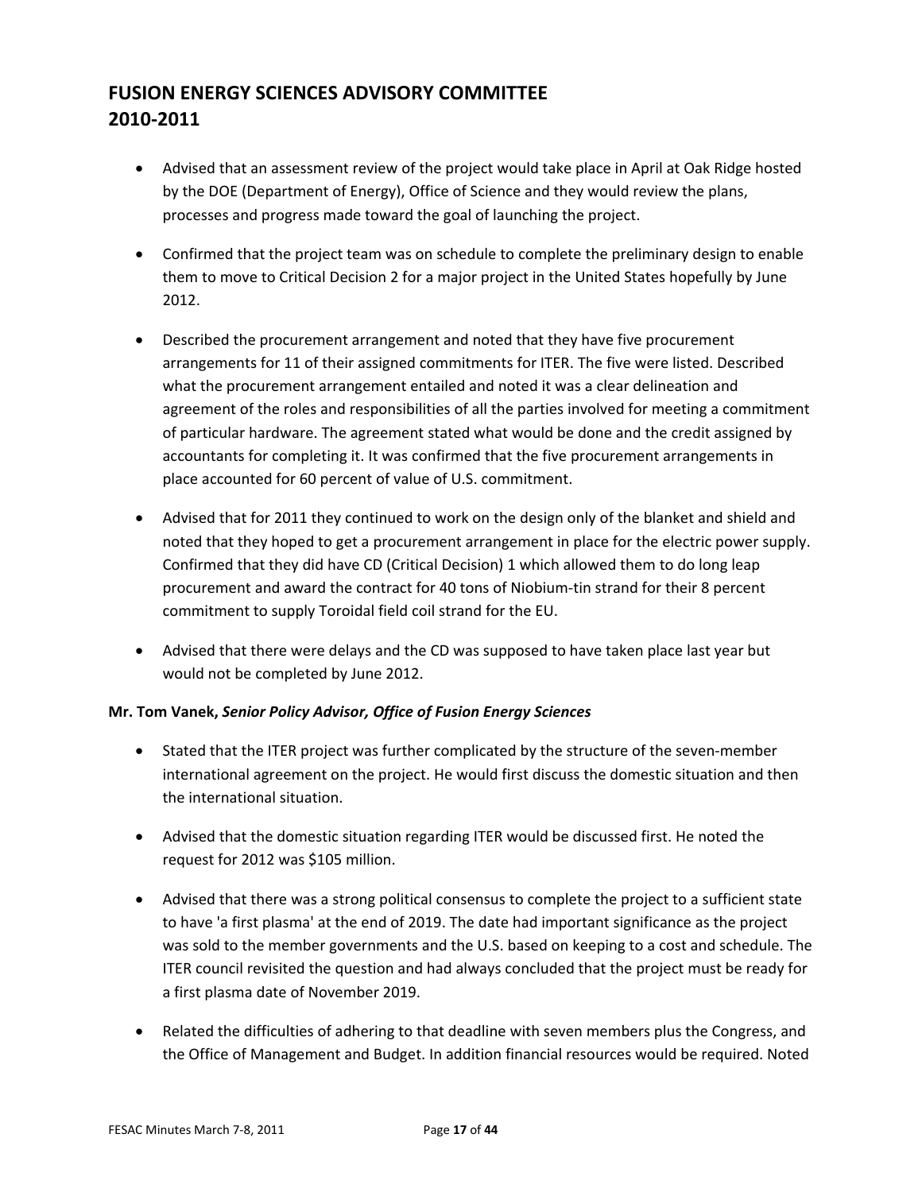# FUSION ENERGY SCIENCES ADVISORY COMMITTEE 2010-2011

- Advised that an assessment review of the project would take place in April at Oak Ridge hosted by the DOE (Department of Energy), Office of Science and they would review the plans, processes and progress made toward the goal of launching the project.
- Confirmed that the project team was on schedule to complete the preliminary design to enable them to move to Critical Decision 2 for a major project in the United States hopefully by June 2012.
- Described the procurement arrangement and noted that they have five procurement arrangements for 11 of their assigned commitments for ITER. The five were listed. Described what the procurement arrangement entailed and noted it was a clear delineation and agreement of the roles and responsibilities of all the parties involved for meeting a commitment of particular hardware. The agreement stated what would be done and the credit assigned by accountants for completing it. It was confirmed that the five procurement arrangements in place accounted for 60 percent of value of U.S. commitment.
- Advised that for 2011 they continued to work on the design only of the blanket and shield and noted that they hoped to get a procurement arrangement in place for the electric power supply. Confirmed that they did have CD (Critical Decision) 1 which allowed them to do long leap procurement and award the contract for 40 tons of Niobium-tin strand for their 8 percent commitment to supply Toroidal field coil strand for the EU.
- Advised that there were delays and the CD was supposed to have taken place last year but would not be completed by June 2012.

**Mr. Tom Vanek,** ***Senior Policy Advisor, Office of Fusion Energy Sciences***

- Stated that the ITER project was further complicated by the structure of the seven-member international agreement on the project. He would first discuss the domestic situation and then the international situation.
- Advised that the domestic situation regarding ITER would be discussed first. He noted the request for 2012 was $105 million.
- Advised that there was a strong political consensus to complete the project to a sufficient state to have 'a first plasma' at the end of 2019. The date had important significance as the project was sold to the member governments and the U.S. based on keeping to a cost and schedule. The ITER council revisited the question and had always concluded that the project must be ready for a first plasma date of November 2019.
- Related the difficulties of adhering to that deadline with seven members plus the Congress, and the Office of Management and Budget. In addition financial resources would be required. Noted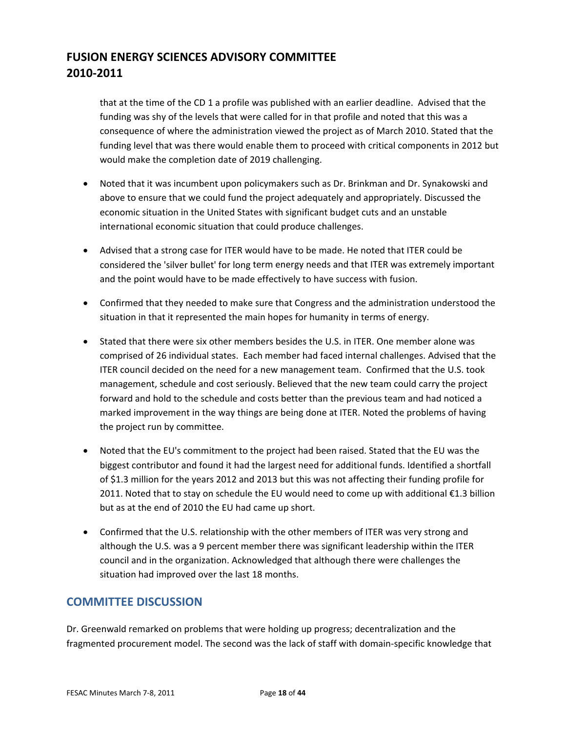that at the time of the CD 1 a profile was published with an earlier deadline. Advised that the funding was shy of the levels that were called for in that profile and noted that this was a consequence of where the administration viewed the project as of March 2010. Stated that the funding level that was there would enable them to proceed with critical components in 2012 but would make the completion date of 2019 challenging.

- Noted that it was incumbent upon policymakers such as Dr. Brinkman and Dr. Synakowski and above to ensure that we could fund the project adequately and appropriately. Discussed the economic situation in the United States with significant budget cuts and an unstable international economic situation that could produce challenges.

- Advised that a strong case for ITER would have to be made. He noted that ITER could be considered the 'silver bullet' for long term energy needs and that ITER was extremely important and the point would have to be made effectively to have success with fusion.

- Confirmed that they needed to make sure that Congress and the administration understood the situation in that it represented the main hopes for humanity in terms of energy.

- Stated that there were six other members besides the U.S. in ITER. One member alone was comprised of 26 individual states. Each member had faced internal challenges. Advised that the ITER council decided on the need for a new management team. Confirmed that the U.S. took management, schedule and cost seriously. Believed that the new team could carry the project forward and hold to the schedule and costs better than the previous team and had noticed a marked improvement in the way things are being done at ITER. Noted the problems of having the project run by committee.

- Noted that the EU's commitment to the project had been raised. Stated that the EU was the biggest contributor and found it had the largest need for additional funds. Identified a shortfall of $1.3 million for the years 2012 and 2013 but this was not affecting their funding profile for 2011. Noted that to stay on schedule the EU would need to come up with additional €1.3 billion but as at the end of 2010 the EU had came up short.

- Confirmed that the U.S. relationship with the other members of ITER was very strong and although the U.S. was a 9 percent member there was significant leadership within the ITER council and in the organization. Acknowledged that although there were challenges the situation had improved over the last 18 months.

## COMMITTEE DISCUSSION

Dr. Greenwald remarked on problems that were holding up progress; decentralization and the fragmented procurement model. The second was the lack of staff with domain-specific knowledge that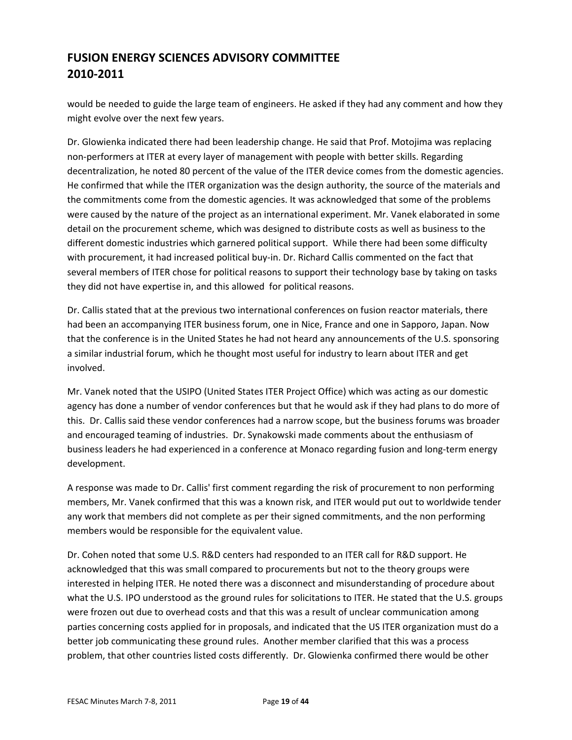would be needed to guide the large team of engineers. He asked if they had any comment and how they might evolve over the next few years.

Dr. Glowienka indicated there had been leadership change. He said that Prof. Motojima was replacing non-performers at ITER at every layer of management with people with better skills. Regarding decentralization, he noted 80 percent of the value of the ITER device comes from the domestic agencies. He confirmed that while the ITER organization was the design authority, the source of the materials and the commitments come from the domestic agencies. It was acknowledged that some of the problems were caused by the nature of the project as an international experiment. Mr. Vanek elaborated in some detail on the procurement scheme, which was designed to distribute costs as well as business to the different domestic industries which garnered political support. While there had been some difficulty with procurement, it had increased political buy-in. Dr. Richard Callis commented on the fact that several members of ITER chose for political reasons to support their technology base by taking on tasks they did not have expertise in, and this allowed for political reasons.

Dr. Callis stated that at the previous two international conferences on fusion reactor materials, there had been an accompanying ITER business forum, one in Nice, France and one in Sapporo, Japan. Now that the conference is in the United States he had not heard any announcements of the U.S. sponsoring a similar industrial forum, which he thought most useful for industry to learn about ITER and get involved.

Mr. Vanek noted that the USIPO (United States ITER Project Office) which was acting as our domestic agency has done a number of vendor conferences but that he would ask if they had plans to do more of this. Dr. Callis said these vendor conferences had a narrow scope, but the business forums was broader and encouraged teaming of industries. Dr. Synakowski made comments about the enthusiasm of business leaders he had experienced in a conference at Monaco regarding fusion and long-term energy development.

A response was made to Dr. Callis' first comment regarding the risk of procurement to non performing members, Mr. Vanek confirmed that this was a known risk, and ITER would put out to worldwide tender any work that members did not complete as per their signed commitments, and the non performing members would be responsible for the equivalent value.

Dr. Cohen noted that some U.S. R&D centers had responded to an ITER call for R&D support. He acknowledged that this was small compared to procurements but not to the theory groups were interested in helping ITER. He noted there was a disconnect and misunderstanding of procedure about what the U.S. IPO understood as the ground rules for solicitations to ITER. He stated that the U.S. groups were frozen out due to overhead costs and that this was a result of unclear communication among parties concerning costs applied for in proposals, and indicated that the US ITER organization must do a better job communicating these ground rules. Another member clarified that this was a process problem, that other countries listed costs differently. Dr. Glowienka confirmed there would be other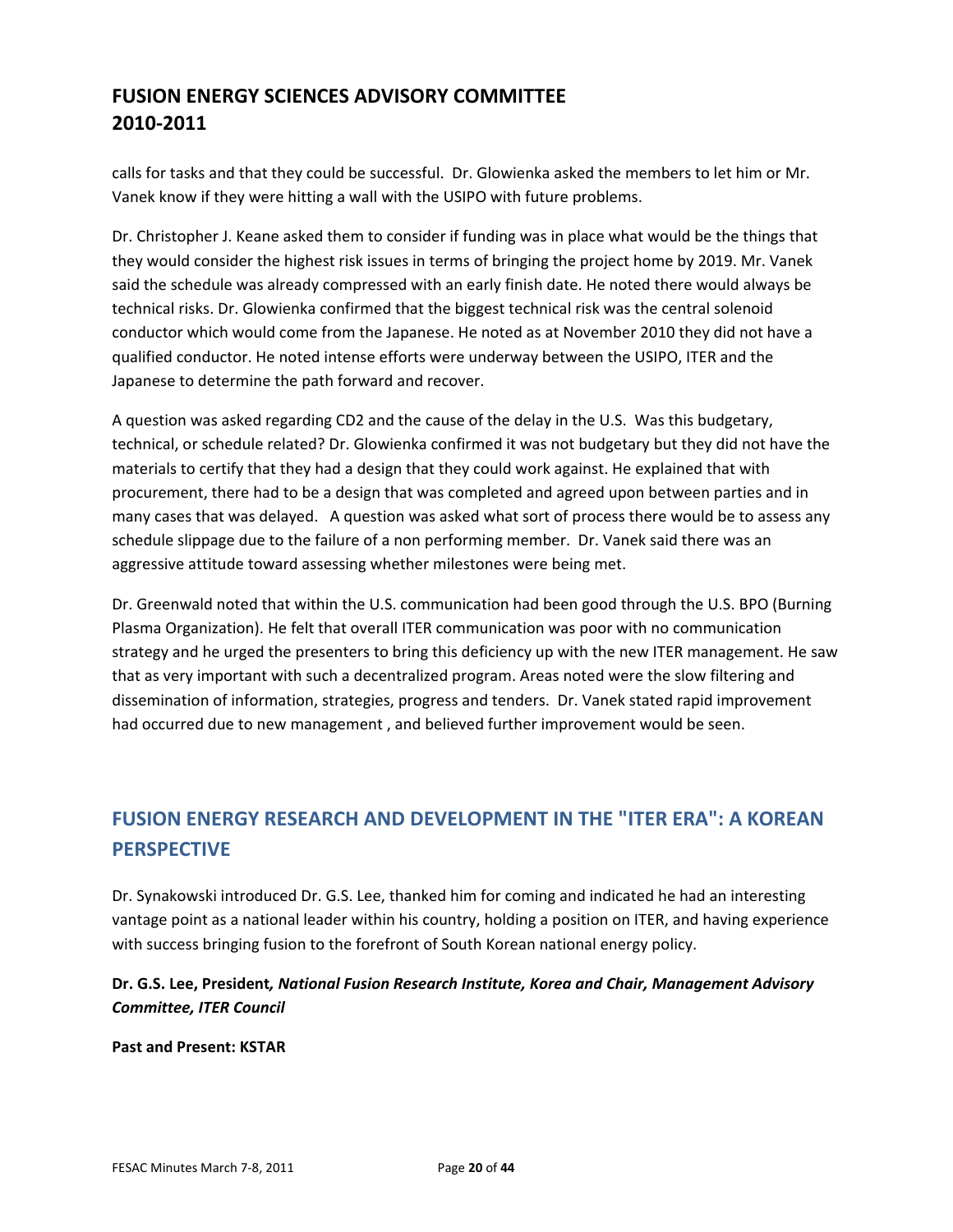calls for tasks and that they could be successful. Dr. Glowienka asked the members to let him or Mr. Vanek know if they were hitting a wall with the USIPO with future problems.

Dr. Christopher J. Keane asked them to consider if funding was in place what would be the things that they would consider the highest risk issues in terms of bringing the project home by 2019. Mr. Vanek said the schedule was already compressed with an early finish date. He noted there would always be technical risks. Dr. Glowienka confirmed that the biggest technical risk was the central solenoid conductor which would come from the Japanese. He noted as at November 2010 they did not have a qualified conductor. He noted intense efforts were underway between the USIPO, ITER and the Japanese to determine the path forward and recover.

A question was asked regarding CD2 and the cause of the delay in the U.S. Was this budgetary, technical, or schedule related? Dr. Glowienka confirmed it was not budgetary but they did not have the materials to certify that they had a design that they could work against. He explained that with procurement, there had to be a design that was completed and agreed upon between parties and in many cases that was delayed. A question was asked what sort of process there would be to assess any schedule slippage due to the failure of a non performing member. Dr. Vanek said there was an aggressive attitude toward assessing whether milestones were being met.

Dr. Greenwald noted that within the U.S. communication had been good through the U.S. BPO (Burning Plasma Organization). He felt that overall ITER communication was poor with no communication strategy and he urged the presenters to bring this deficiency up with the new ITER management. He saw that as very important with such a decentralized program. Areas noted were the slow filtering and dissemination of information, strategies, progress and tenders. Dr. Vanek stated rapid improvement had occurred due to new management , and believed further improvement would be seen.

## FUSION ENERGY RESEARCH AND DEVELOPMENT IN THE "ITER ERA": A KOREAN PERSPECTIVE

Dr. Synakowski introduced Dr. G.S. Lee, thanked him for coming and indicated he had an interesting vantage point as a national leader within his country, holding a position on ITER, and having experience with success bringing fusion to the forefront of South Korean national energy policy.

**Dr. G.S. Lee, President*, National Fusion Research Institute, Korea and Chair, Management Advisory Committee, ITER Council***

**Past and Present: KSTAR**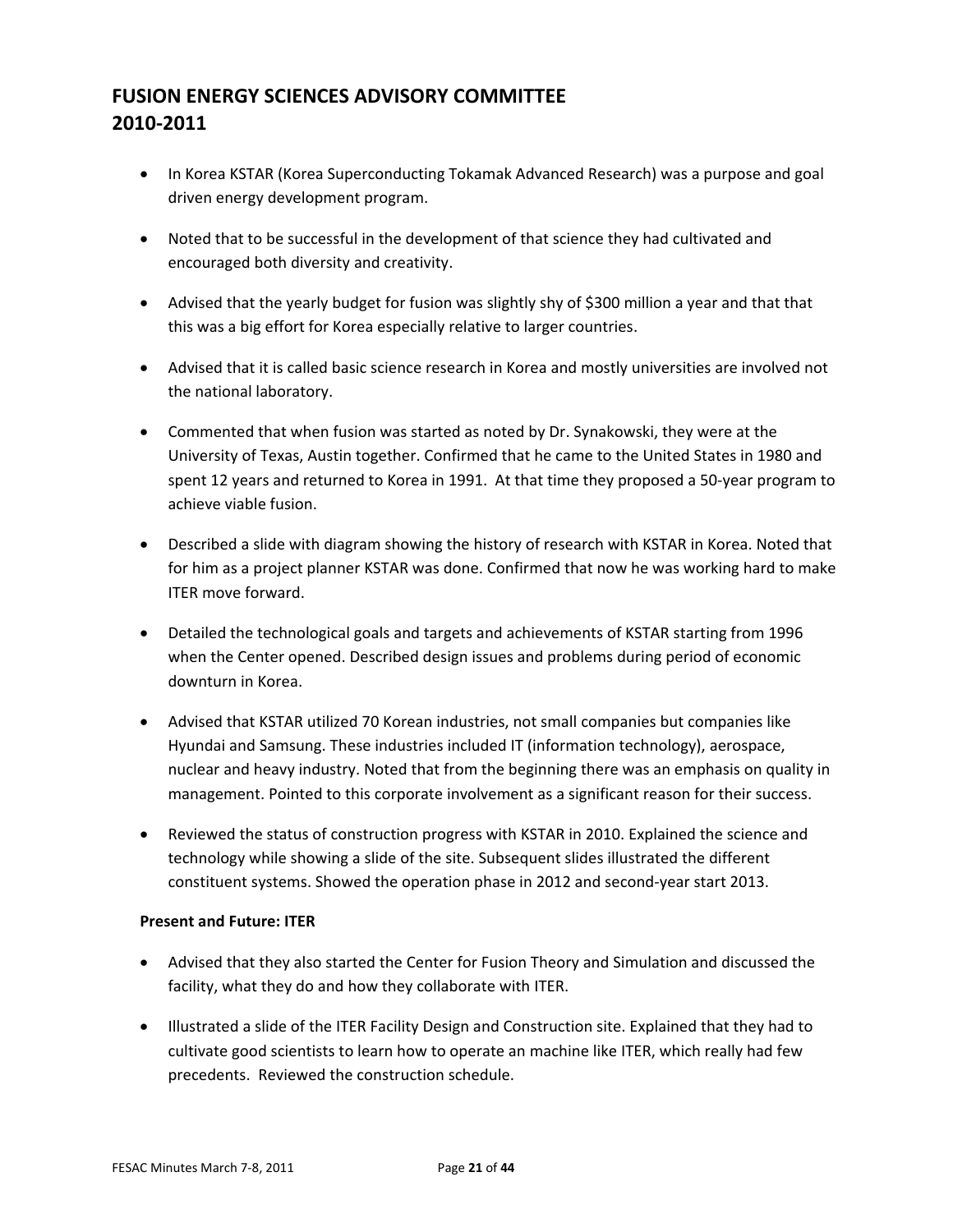# FUSION ENERGY SCIENCES ADVISORY COMMITTEE 2010-2011

- In Korea KSTAR (Korea Superconducting Tokamak Advanced Research) was a purpose and goal driven energy development program.
- Noted that to be successful in the development of that science they had cultivated and encouraged both diversity and creativity.
- Advised that the yearly budget for fusion was slightly shy of $300 million a year and that that this was a big effort for Korea especially relative to larger countries.
- Advised that it is called basic science research in Korea and mostly universities are involved not the national laboratory.
- Commented that when fusion was started as noted by Dr. Synakowski, they were at the University of Texas, Austin together. Confirmed that he came to the United States in 1980 and spent 12 years and returned to Korea in 1991. At that time they proposed a 50-year program to achieve viable fusion.
- Described a slide with diagram showing the history of research with KSTAR in Korea. Noted that for him as a project planner KSTAR was done. Confirmed that now he was working hard to make ITER move forward.
- Detailed the technological goals and targets and achievements of KSTAR starting from 1996 when the Center opened. Described design issues and problems during period of economic downturn in Korea.
- Advised that KSTAR utilized 70 Korean industries, not small companies but companies like Hyundai and Samsung. These industries included IT (information technology), aerospace, nuclear and heavy industry. Noted that from the beginning there was an emphasis on quality in management. Pointed to this corporate involvement as a significant reason for their success.
- Reviewed the status of construction progress with KSTAR in 2010. Explained the science and technology while showing a slide of the site. Subsequent slides illustrated the different constituent systems. Showed the operation phase in 2012 and second-year start 2013.

**Present and Future: ITER**

- Advised that they also started the Center for Fusion Theory and Simulation and discussed the facility, what they do and how they collaborate with ITER.
- Illustrated a slide of the ITER Facility Design and Construction site. Explained that they had to cultivate good scientists to learn how to operate an machine like ITER, which really had few precedents. Reviewed the construction schedule.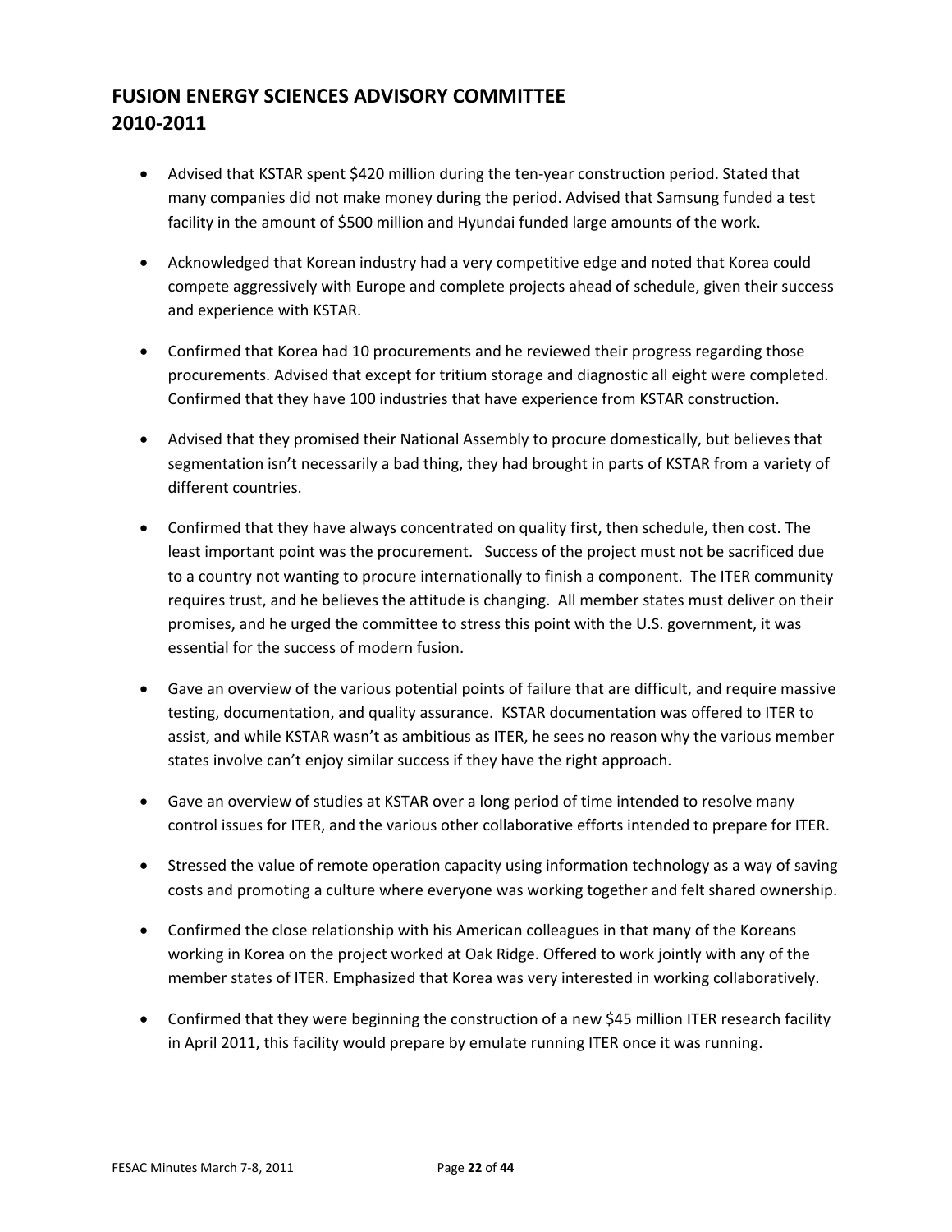# FUSION ENERGY SCIENCES ADVISORY COMMITTEE 2010-2011

- Advised that KSTAR spent $420 million during the ten-year construction period. Stated that many companies did not make money during the period. Advised that Samsung funded a test facility in the amount of $500 million and Hyundai funded large amounts of the work.
- Acknowledged that Korean industry had a very competitive edge and noted that Korea could compete aggressively with Europe and complete projects ahead of schedule, given their success and experience with KSTAR.
- Confirmed that Korea had 10 procurements and he reviewed their progress regarding those procurements. Advised that except for tritium storage and diagnostic all eight were completed. Confirmed that they have 100 industries that have experience from KSTAR construction.
- Advised that they promised their National Assembly to procure domestically, but believes that segmentation isn't necessarily a bad thing, they had brought in parts of KSTAR from a variety of different countries.
- Confirmed that they have always concentrated on quality first, then schedule, then cost. The least important point was the procurement. Success of the project must not be sacrificed due to a country not wanting to procure internationally to finish a component. The ITER community requires trust, and he believes the attitude is changing. All member states must deliver on their promises, and he urged the committee to stress this point with the U.S. government, it was essential for the success of modern fusion.
- Gave an overview of the various potential points of failure that are difficult, and require massive testing, documentation, and quality assurance. KSTAR documentation was offered to ITER to assist, and while KSTAR wasn't as ambitious as ITER, he sees no reason why the various member states involve can't enjoy similar success if they have the right approach.
- Gave an overview of studies at KSTAR over a long period of time intended to resolve many control issues for ITER, and the various other collaborative efforts intended to prepare for ITER.
- Stressed the value of remote operation capacity using information technology as a way of saving costs and promoting a culture where everyone was working together and felt shared ownership.
- Confirmed the close relationship with his American colleagues in that many of the Koreans working in Korea on the project worked at Oak Ridge. Offered to work jointly with any of the member states of ITER. Emphasized that Korea was very interested in working collaboratively.
- Confirmed that they were beginning the construction of a new $45 million ITER research facility in April 2011, this facility would prepare by emulate running ITER once it was running.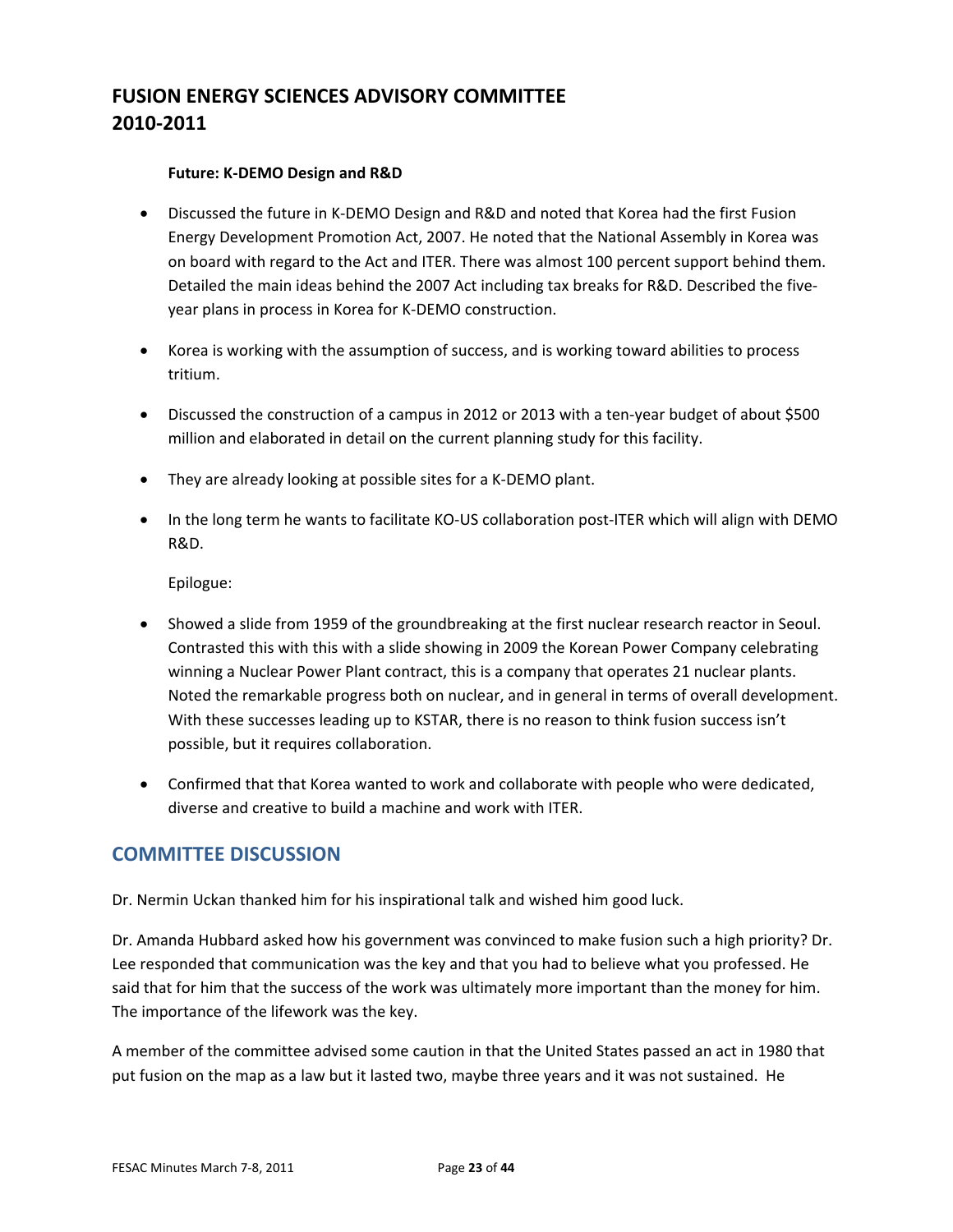**Future: K-DEMO Design and R&D**

- Discussed the future in K-DEMO Design and R&D and noted that Korea had the first Fusion Energy Development Promotion Act, 2007. He noted that the National Assembly in Korea was on board with regard to the Act and ITER. There was almost 100 percent support behind them. Detailed the main ideas behind the 2007 Act including tax breaks for R&D. Described the five-year plans in process in Korea for K-DEMO construction.

- Korea is working with the assumption of success, and is working toward abilities to process tritium.

- Discussed the construction of a campus in 2012 or 2013 with a ten-year budget of about $500 million and elaborated in detail on the current planning study for this facility.

- They are already looking at possible sites for a K-DEMO plant.

- In the long term he wants to facilitate KO-US collaboration post-ITER which will align with DEMO R&D.

  Epilogue:

- Showed a slide from 1959 of the groundbreaking at the first nuclear research reactor in Seoul. Contrasted this with this with a slide showing in 2009 the Korean Power Company celebrating winning a Nuclear Power Plant contract, this is a company that operates 21 nuclear plants. Noted the remarkable progress both on nuclear, and in general in terms of overall development. With these successes leading up to KSTAR, there is no reason to think fusion success isn't possible, but it requires collaboration.

- Confirmed that that Korea wanted to work and collaborate with people who were dedicated, diverse and creative to build a machine and work with ITER.

## COMMITTEE DISCUSSION

Dr. Nermin Uckan thanked him for his inspirational talk and wished him good luck.

Dr. Amanda Hubbard asked how his government was convinced to make fusion such a high priority? Dr. Lee responded that communication was the key and that you had to believe what you professed. He said that for him that the success of the work was ultimately more important than the money for him. The importance of the lifework was the key.

A member of the committee advised some caution in that the United States passed an act in 1980 that put fusion on the map as a law but it lasted two, maybe three years and it was not sustained. He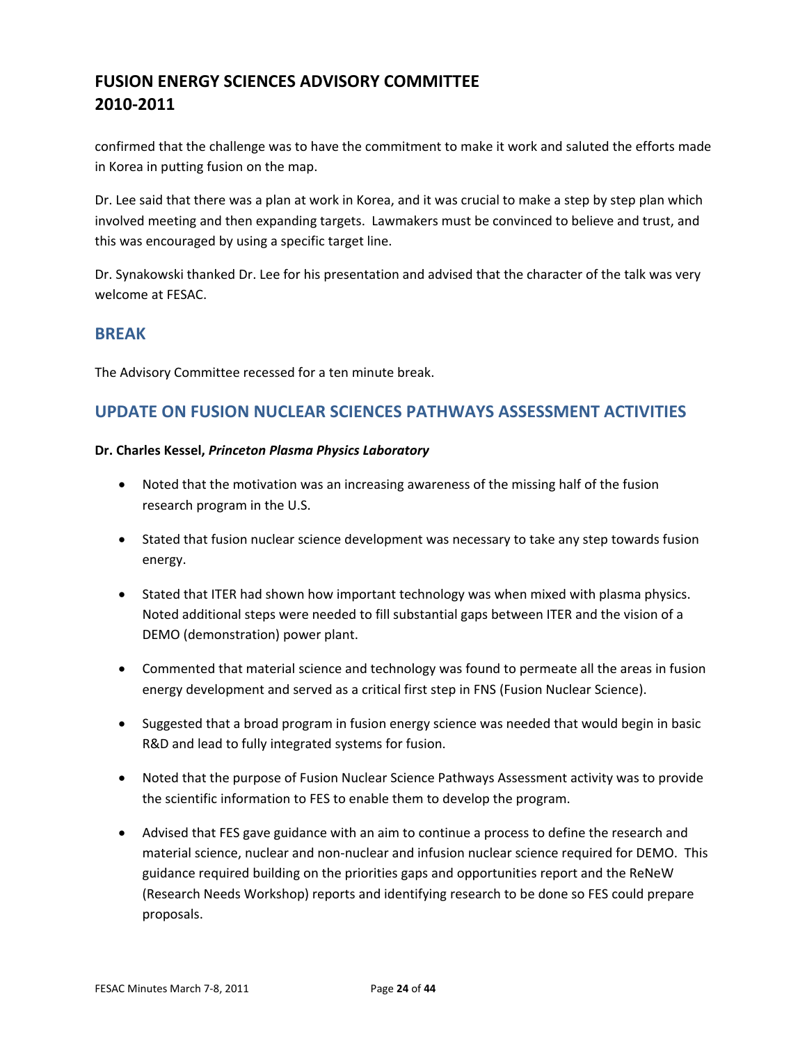confirmed that the challenge was to have the commitment to make it work and saluted the efforts made in Korea in putting fusion on the map.

Dr. Lee said that there was a plan at work in Korea, and it was crucial to make a step by step plan which involved meeting and then expanding targets. Lawmakers must be convinced to believe and trust, and this was encouraged by using a specific target line.

Dr. Synakowski thanked Dr. Lee for his presentation and advised that the character of the talk was very welcome at FESAC.

## BREAK

The Advisory Committee recessed for a ten minute break.

## UPDATE ON FUSION NUCLEAR SCIENCES PATHWAYS ASSESSMENT ACTIVITIES

**Dr. Charles Kessel, *Princeton Plasma Physics Laboratory***

- Noted that the motivation was an increasing awareness of the missing half of the fusion research program in the U.S.
- Stated that fusion nuclear science development was necessary to take any step towards fusion energy.
- Stated that ITER had shown how important technology was when mixed with plasma physics. Noted additional steps were needed to fill substantial gaps between ITER and the vision of a DEMO (demonstration) power plant.
- Commented that material science and technology was found to permeate all the areas in fusion energy development and served as a critical first step in FNS (Fusion Nuclear Science).
- Suggested that a broad program in fusion energy science was needed that would begin in basic R&D and lead to fully integrated systems for fusion.
- Noted that the purpose of Fusion Nuclear Science Pathways Assessment activity was to provide the scientific information to FES to enable them to develop the program.
- Advised that FES gave guidance with an aim to continue a process to define the research and material science, nuclear and non-nuclear and infusion nuclear science required for DEMO. This guidance required building on the priorities gaps and opportunities report and the ReNeW (Research Needs Workshop) reports and identifying research to be done so FES could prepare proposals.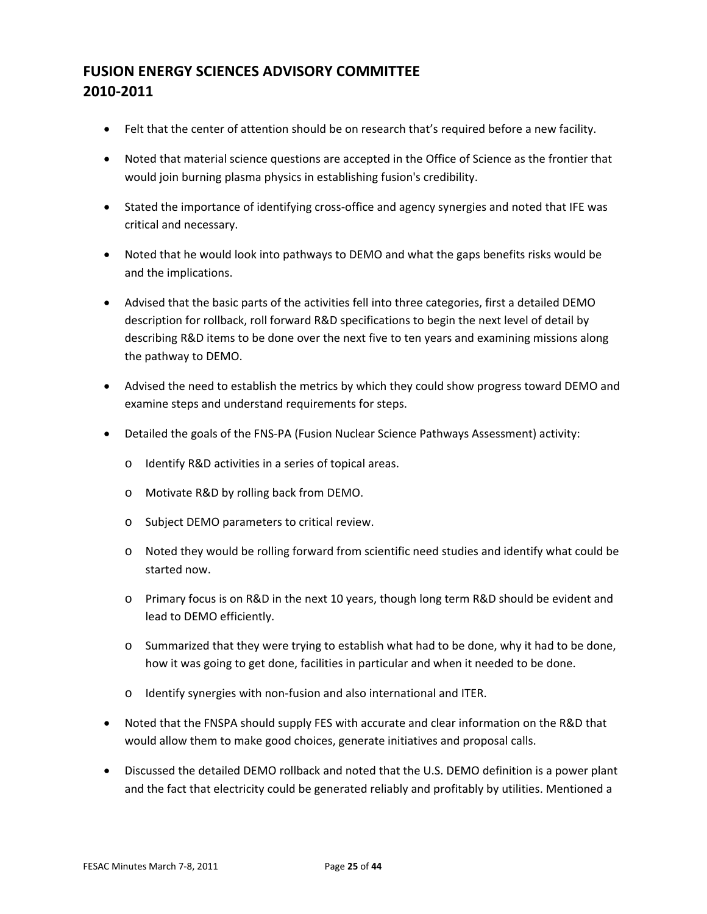# FUSION ENERGY SCIENCES ADVISORY COMMITTEE 2010-2011

- Felt that the center of attention should be on research that's required before a new facility.
- Noted that material science questions are accepted in the Office of Science as the frontier that would join burning plasma physics in establishing fusion's credibility.
- Stated the importance of identifying cross-office and agency synergies and noted that IFE was critical and necessary.
- Noted that he would look into pathways to DEMO and what the gaps benefits risks would be and the implications.
- Advised that the basic parts of the activities fell into three categories, first a detailed DEMO description for rollback, roll forward R&D specifications to begin the next level of detail by describing R&D items to be done over the next five to ten years and examining missions along the pathway to DEMO.
- Advised the need to establish the metrics by which they could show progress toward DEMO and examine steps and understand requirements for steps.
- Detailed the goals of the FNS-PA (Fusion Nuclear Science Pathways Assessment) activity:
  - Identify R&D activities in a series of topical areas.
  - Motivate R&D by rolling back from DEMO.
  - Subject DEMO parameters to critical review.
  - Noted they would be rolling forward from scientific need studies and identify what could be started now.
  - Primary focus is on R&D in the next 10 years, though long term R&D should be evident and lead to DEMO efficiently.
  - Summarized that they were trying to establish what had to be done, why it had to be done, how it was going to get done, facilities in particular and when it needed to be done.
  - Identify synergies with non-fusion and also international and ITER.
- Noted that the FNSPA should supply FES with accurate and clear information on the R&D that would allow them to make good choices, generate initiatives and proposal calls.
- Discussed the detailed DEMO rollback and noted that the U.S. DEMO definition is a power plant and the fact that electricity could be generated reliably and profitably by utilities. Mentioned a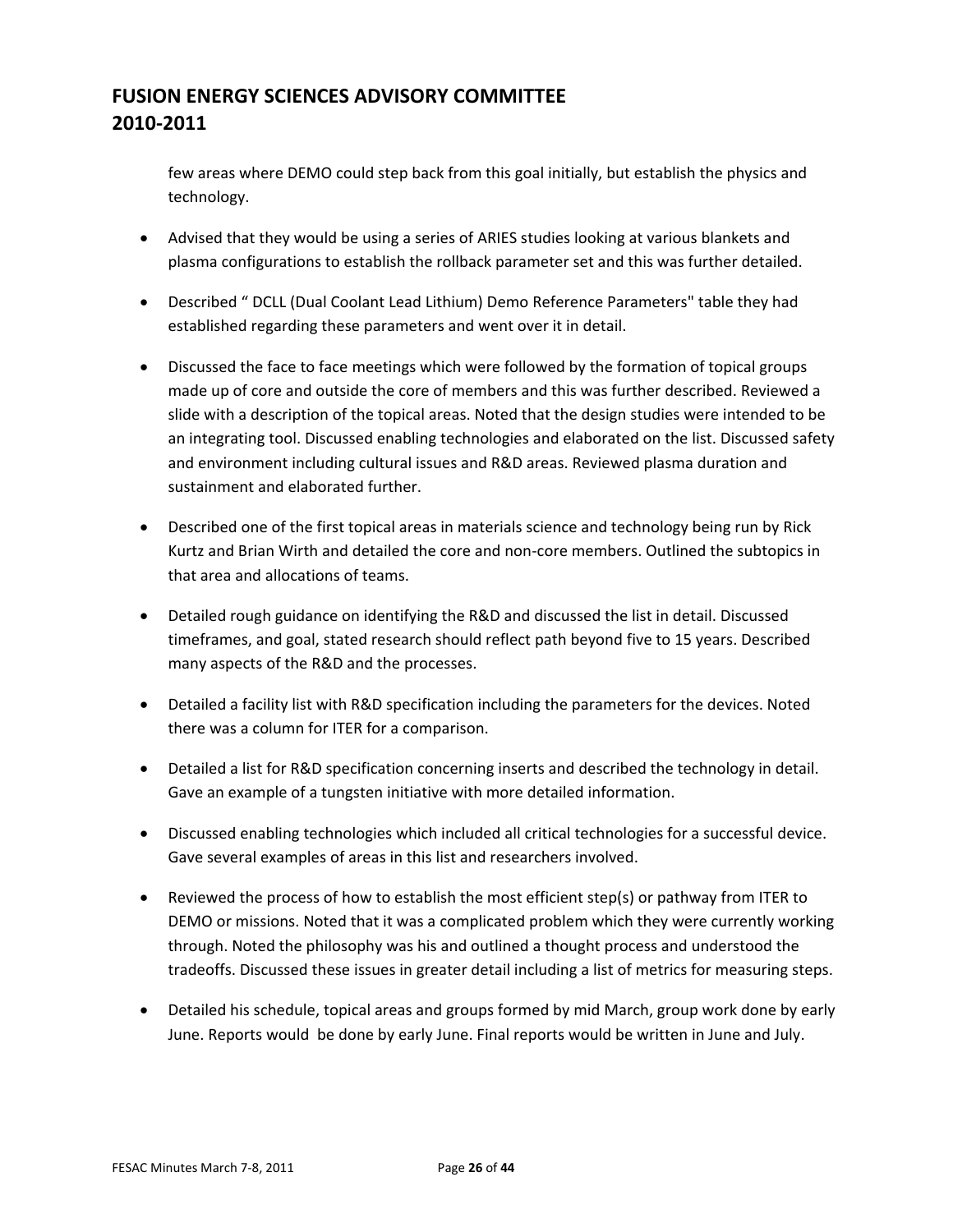few areas where DEMO could step back from this goal initially, but establish the physics and technology.

- Advised that they would be using a series of ARIES studies looking at various blankets and plasma configurations to establish the rollback parameter set and this was further detailed.

- Described " DCLL (Dual Coolant Lead Lithium) Demo Reference Parameters" table they had established regarding these parameters and went over it in detail.

- Discussed the face to face meetings which were followed by the formation of topical groups made up of core and outside the core of members and this was further described. Reviewed a slide with a description of the topical areas. Noted that the design studies were intended to be an integrating tool. Discussed enabling technologies and elaborated on the list. Discussed safety and environment including cultural issues and R&D areas. Reviewed plasma duration and sustainment and elaborated further.

- Described one of the first topical areas in materials science and technology being run by Rick Kurtz and Brian Wirth and detailed the core and non-core members. Outlined the subtopics in that area and allocations of teams.

- Detailed rough guidance on identifying the R&D and discussed the list in detail. Discussed timeframes, and goal, stated research should reflect path beyond five to 15 years. Described many aspects of the R&D and the processes.

- Detailed a facility list with R&D specification including the parameters for the devices. Noted there was a column for ITER for a comparison.

- Detailed a list for R&D specification concerning inserts and described the technology in detail. Gave an example of a tungsten initiative with more detailed information.

- Discussed enabling technologies which included all critical technologies for a successful device. Gave several examples of areas in this list and researchers involved.

- Reviewed the process of how to establish the most efficient step(s) or pathway from ITER to DEMO or missions. Noted that it was a complicated problem which they were currently working through. Noted the philosophy was his and outlined a thought process and understood the tradeoffs. Discussed these issues in greater detail including a list of metrics for measuring steps.

- Detailed his schedule, topical areas and groups formed by mid March, group work done by early June. Reports would be done by early June. Final reports would be written in June and July.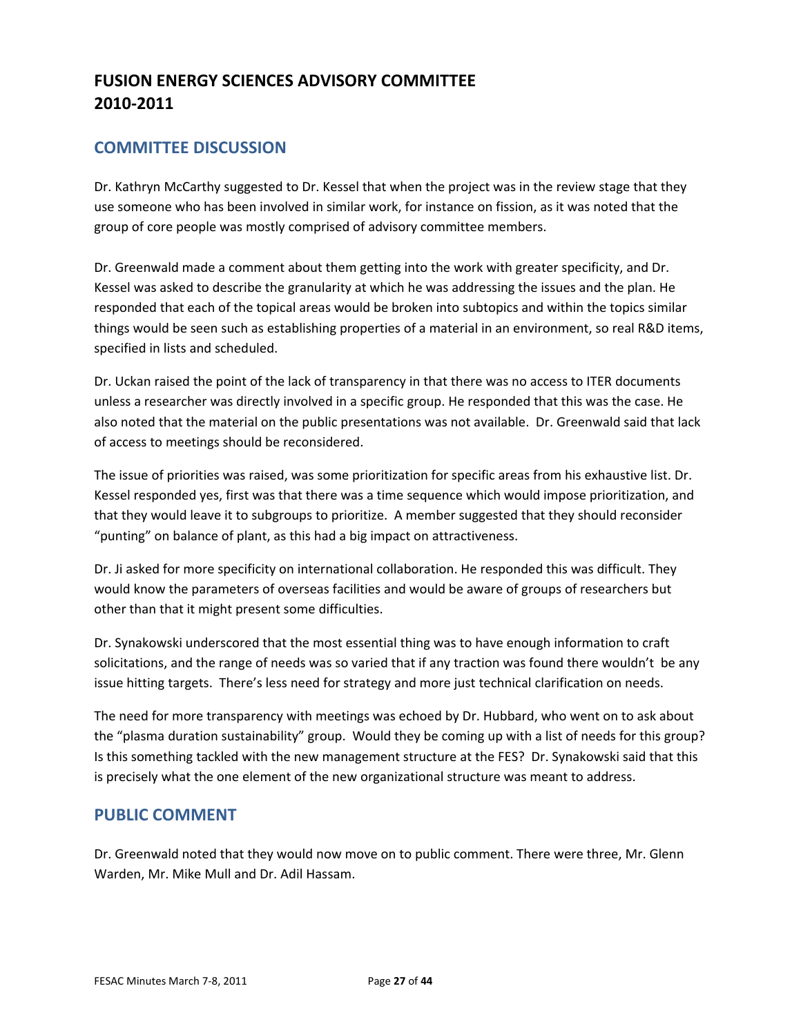# FUSION ENERGY SCIENCES ADVISORY COMMITTEE 2010-2011

## COMMITTEE DISCUSSION

Dr. Kathryn McCarthy suggested to Dr. Kessel that when the project was in the review stage that they use someone who has been involved in similar work, for instance on fission, as it was noted that the group of core people was mostly comprised of advisory committee members.

Dr. Greenwald made a comment about them getting into the work with greater specificity, and Dr. Kessel was asked to describe the granularity at which he was addressing the issues and the plan. He responded that each of the topical areas would be broken into subtopics and within the topics similar things would be seen such as establishing properties of a material in an environment, so real R&D items, specified in lists and scheduled.

Dr. Uckan raised the point of the lack of transparency in that there was no access to ITER documents unless a researcher was directly involved in a specific group. He responded that this was the case. He also noted that the material on the public presentations was not available. Dr. Greenwald said that lack of access to meetings should be reconsidered.

The issue of priorities was raised, was some prioritization for specific areas from his exhaustive list. Dr. Kessel responded yes, first was that there was a time sequence which would impose prioritization, and that they would leave it to subgroups to prioritize. A member suggested that they should reconsider "punting" on balance of plant, as this had a big impact on attractiveness.

Dr. Ji asked for more specificity on international collaboration. He responded this was difficult. They would know the parameters of overseas facilities and would be aware of groups of researchers but other than that it might present some difficulties.

Dr. Synakowski underscored that the most essential thing was to have enough information to craft solicitations, and the range of needs was so varied that if any traction was found there wouldn't be any issue hitting targets. There's less need for strategy and more just technical clarification on needs.

The need for more transparency with meetings was echoed by Dr. Hubbard, who went on to ask about the "plasma duration sustainability" group. Would they be coming up with a list of needs for this group? Is this something tackled with the new management structure at the FES? Dr. Synakowski said that this is precisely what the one element of the new organizational structure was meant to address.

## PUBLIC COMMENT

Dr. Greenwald noted that they would now move on to public comment. There were three, Mr. Glenn Warden, Mr. Mike Mull and Dr. Adil Hassam.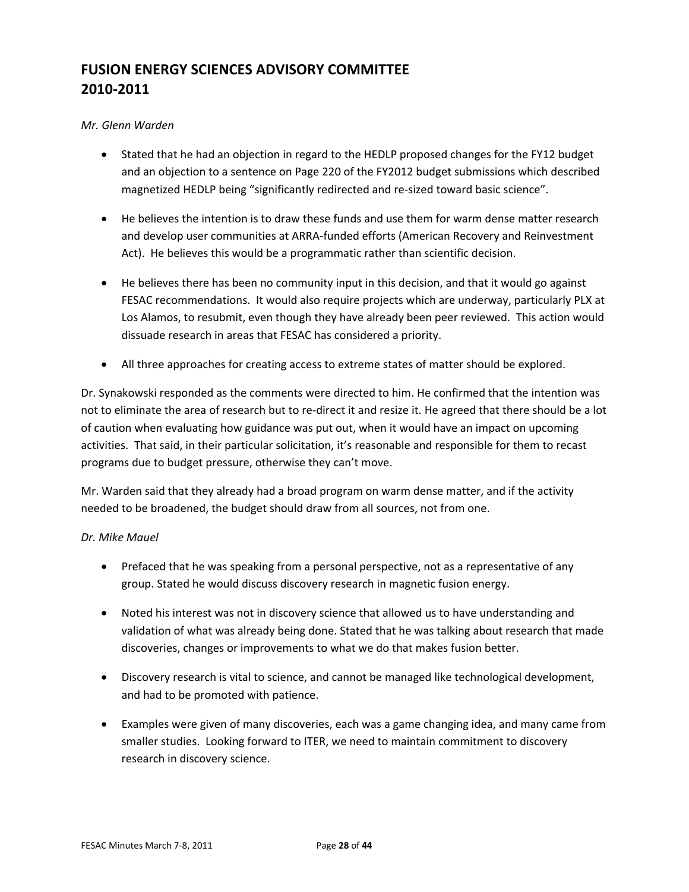## FUSION ENERGY SCIENCES ADVISORY COMMITTEE 2010-2011

*Mr. Glenn Warden*

- Stated that he had an objection in regard to the HEDLP proposed changes for the FY12 budget and an objection to a sentence on Page 220 of the FY2012 budget submissions which described magnetized HEDLP being "significantly redirected and re-sized toward basic science".
- He believes the intention is to draw these funds and use them for warm dense matter research and develop user communities at ARRA-funded efforts (American Recovery and Reinvestment Act). He believes this would be a programmatic rather than scientific decision.
- He believes there has been no community input in this decision, and that it would go against FESAC recommendations. It would also require projects which are underway, particularly PLX at Los Alamos, to resubmit, even though they have already been peer reviewed. This action would dissuade research in areas that FESAC has considered a priority.
- All three approaches for creating access to extreme states of matter should be explored.

Dr. Synakowski responded as the comments were directed to him. He confirmed that the intention was not to eliminate the area of research but to re-direct it and resize it. He agreed that there should be a lot of caution when evaluating how guidance was put out, when it would have an impact on upcoming activities. That said, in their particular solicitation, it's reasonable and responsible for them to recast programs due to budget pressure, otherwise they can't move.

Mr. Warden said that they already had a broad program on warm dense matter, and if the activity needed to be broadened, the budget should draw from all sources, not from one.

*Dr. Mike Mauel*

- Prefaced that he was speaking from a personal perspective, not as a representative of any group. Stated he would discuss discovery research in magnetic fusion energy.
- Noted his interest was not in discovery science that allowed us to have understanding and validation of what was already being done. Stated that he was talking about research that made discoveries, changes or improvements to what we do that makes fusion better.
- Discovery research is vital to science, and cannot be managed like technological development, and had to be promoted with patience.
- Examples were given of many discoveries, each was a game changing idea, and many came from smaller studies. Looking forward to ITER, we need to maintain commitment to discovery research in discovery science.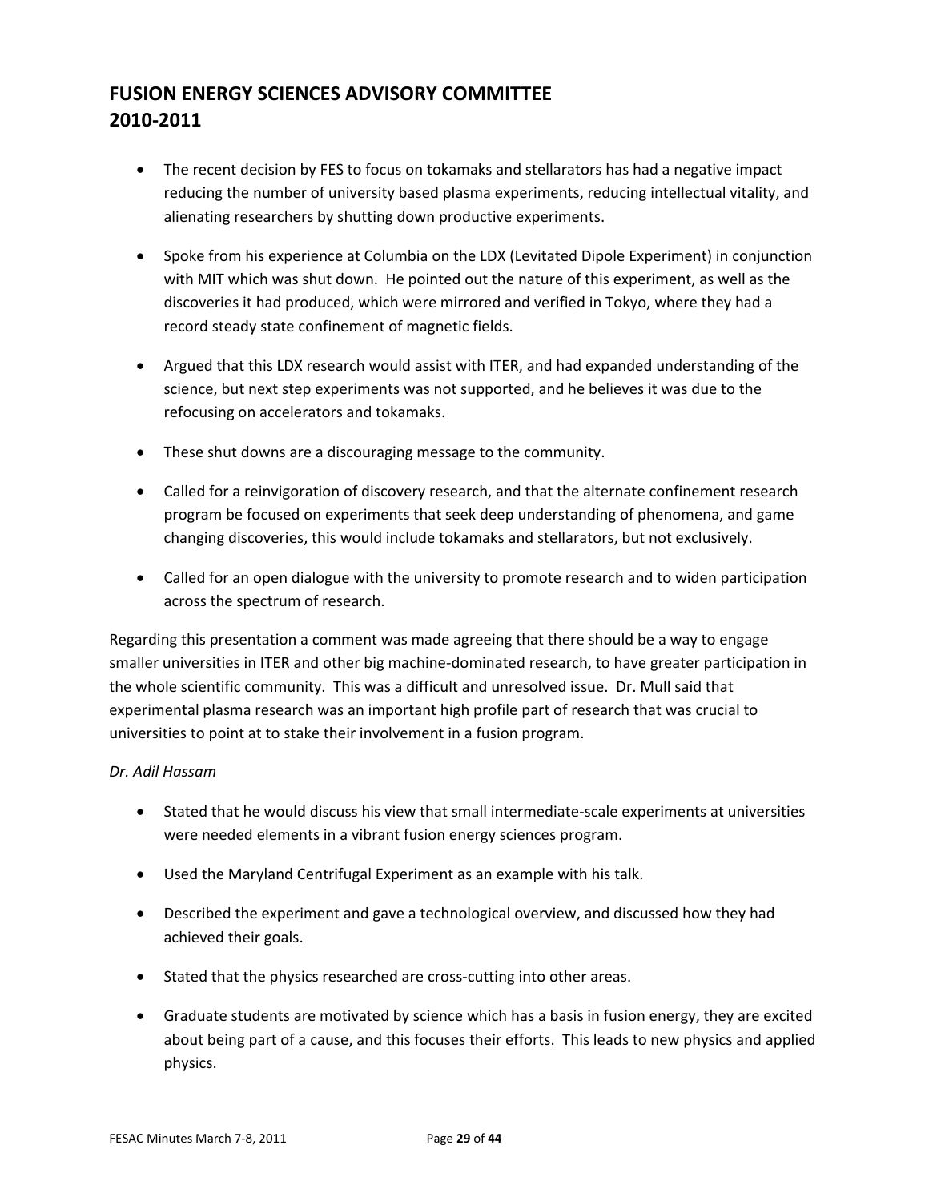- The recent decision by FES to focus on tokamaks and stellarators has had a negative impact reducing the number of university based plasma experiments, reducing intellectual vitality, and alienating researchers by shutting down productive experiments.

- Spoke from his experience at Columbia on the LDX (Levitated Dipole Experiment) in conjunction with MIT which was shut down. He pointed out the nature of this experiment, as well as the discoveries it had produced, which were mirrored and verified in Tokyo, where they had a record steady state confinement of magnetic fields.

- Argued that this LDX research would assist with ITER, and had expanded understanding of the science, but next step experiments was not supported, and he believes it was due to the refocusing on accelerators and tokamaks.

- These shut downs are a discouraging message to the community.

- Called for a reinvigoration of discovery research, and that the alternate confinement research program be focused on experiments that seek deep understanding of phenomena, and game changing discoveries, this would include tokamaks and stellarators, but not exclusively.

- Called for an open dialogue with the university to promote research and to widen participation across the spectrum of research.

Regarding this presentation a comment was made agreeing that there should be a way to engage smaller universities in ITER and other big machine-dominated research, to have greater participation in the whole scientific community. This was a difficult and unresolved issue. Dr. Mull said that experimental plasma research was an important high profile part of research that was crucial to universities to point at to stake their involvement in a fusion program.

*Dr. Adil Hassam*

- Stated that he would discuss his view that small intermediate-scale experiments at universities were needed elements in a vibrant fusion energy sciences program.

- Used the Maryland Centrifugal Experiment as an example with his talk.

- Described the experiment and gave a technological overview, and discussed how they had achieved their goals.

- Stated that the physics researched are cross-cutting into other areas.

- Graduate students are motivated by science which has a basis in fusion energy, they are excited about being part of a cause, and this focuses their efforts. This leads to new physics and applied physics.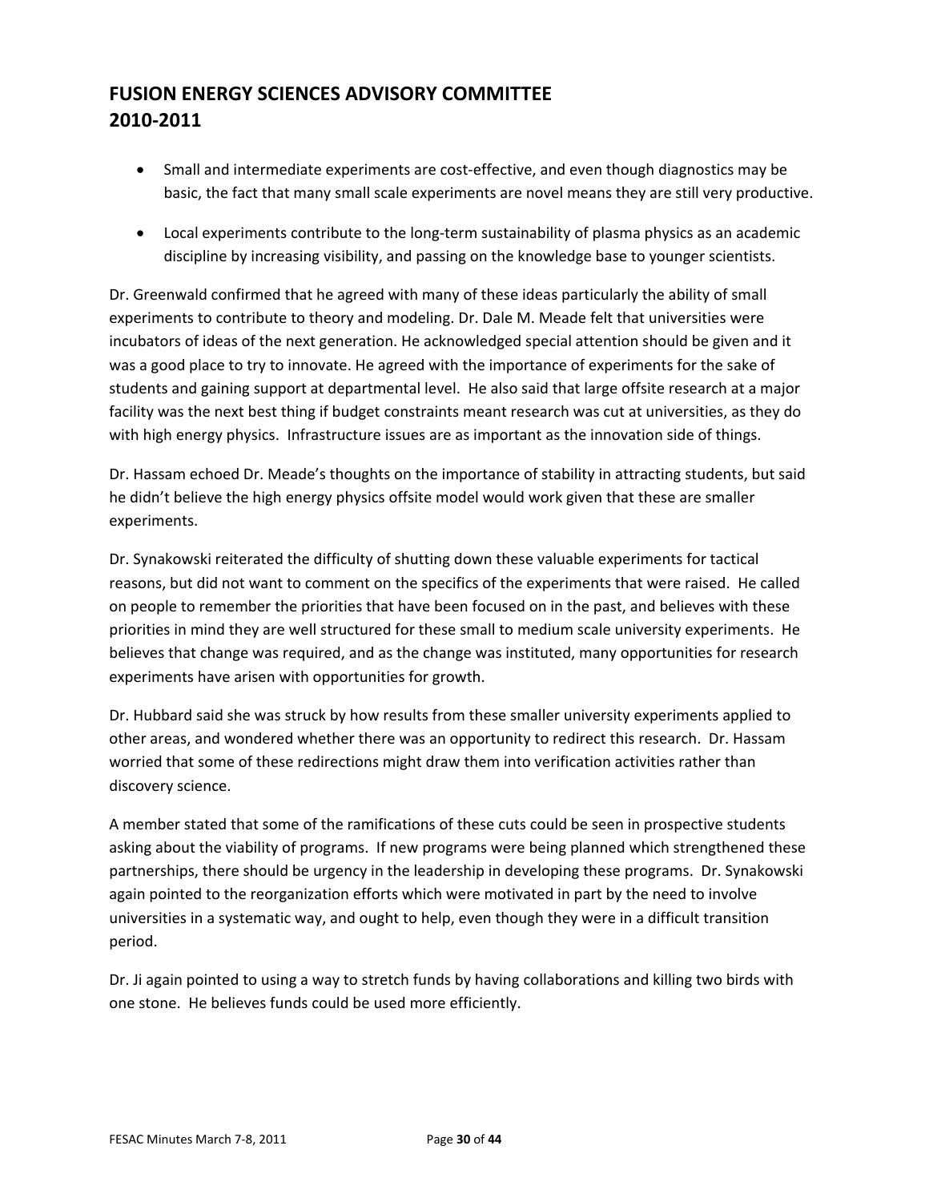- Small and intermediate experiments are cost-effective, and even though diagnostics may be basic, the fact that many small scale experiments are novel means they are still very productive.
- Local experiments contribute to the long-term sustainability of plasma physics as an academic discipline by increasing visibility, and passing on the knowledge base to younger scientists.

Dr. Greenwald confirmed that he agreed with many of these ideas particularly the ability of small experiments to contribute to theory and modeling. Dr. Dale M. Meade felt that universities were incubators of ideas of the next generation. He acknowledged special attention should be given and it was a good place to try to innovate. He agreed with the importance of experiments for the sake of students and gaining support at departmental level. He also said that large offsite research at a major facility was the next best thing if budget constraints meant research was cut at universities, as they do with high energy physics. Infrastructure issues are as important as the innovation side of things.

Dr. Hassam echoed Dr. Meade's thoughts on the importance of stability in attracting students, but said he didn't believe the high energy physics offsite model would work given that these are smaller experiments.

Dr. Synakowski reiterated the difficulty of shutting down these valuable experiments for tactical reasons, but did not want to comment on the specifics of the experiments that were raised. He called on people to remember the priorities that have been focused on in the past, and believes with these priorities in mind they are well structured for these small to medium scale university experiments. He believes that change was required, and as the change was instituted, many opportunities for research experiments have arisen with opportunities for growth.

Dr. Hubbard said she was struck by how results from these smaller university experiments applied to other areas, and wondered whether there was an opportunity to redirect this research. Dr. Hassam worried that some of these redirections might draw them into verification activities rather than discovery science.

A member stated that some of the ramifications of these cuts could be seen in prospective students asking about the viability of programs. If new programs were being planned which strengthened these partnerships, there should be urgency in the leadership in developing these programs. Dr. Synakowski again pointed to the reorganization efforts which were motivated in part by the need to involve universities in a systematic way, and ought to help, even though they were in a difficult transition period.

Dr. Ji again pointed to using a way to stretch funds by having collaborations and killing two birds with one stone. He believes funds could be used more efficiently.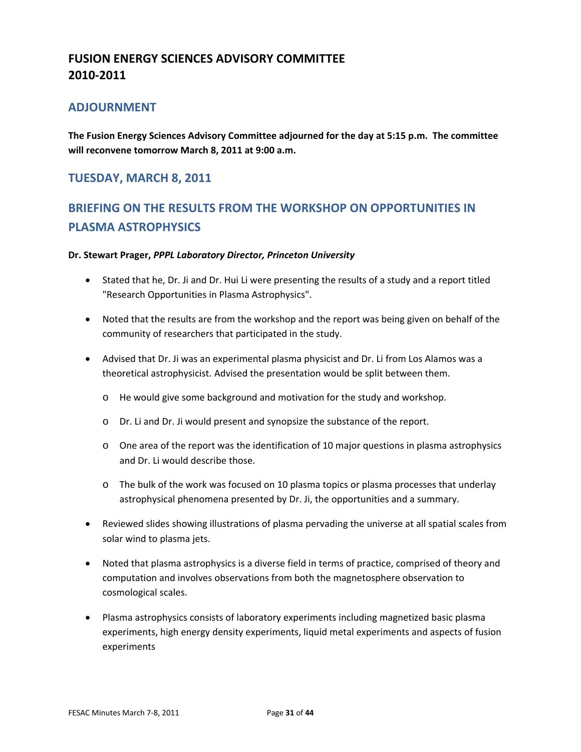## FUSION ENERGY SCIENCES ADVISORY COMMITTEE 2010-2011

### ADJOURNMENT

**The Fusion Energy Sciences Advisory Committee adjourned for the day at 5:15 p.m. The committee will reconvene tomorrow March 8, 2011 at 9:00 a.m.**

### TUESDAY, MARCH 8, 2011

### BRIEFING ON THE RESULTS FROM THE WORKSHOP ON OPPORTUNITIES IN PLASMA ASTROPHYSICS

**Dr. Stewart Prager, *PPPL Laboratory Director, Princeton University***

- Stated that he, Dr. Ji and Dr. Hui Li were presenting the results of a study and a report titled "Research Opportunities in Plasma Astrophysics".
- Noted that the results are from the workshop and the report was being given on behalf of the community of researchers that participated in the study.
- Advised that Dr. Ji was an experimental plasma physicist and Dr. Li from Los Alamos was a theoretical astrophysicist. Advised the presentation would be split between them.
  - He would give some background and motivation for the study and workshop.
  - Dr. Li and Dr. Ji would present and synopsize the substance of the report.
  - One area of the report was the identification of 10 major questions in plasma astrophysics and Dr. Li would describe those.
  - The bulk of the work was focused on 10 plasma topics or plasma processes that underlay astrophysical phenomena presented by Dr. Ji, the opportunities and a summary.
- Reviewed slides showing illustrations of plasma pervading the universe at all spatial scales from solar wind to plasma jets.
- Noted that plasma astrophysics is a diverse field in terms of practice, comprised of theory and computation and involves observations from both the magnetosphere observation to cosmological scales.
- Plasma astrophysics consists of laboratory experiments including magnetized basic plasma experiments, high energy density experiments, liquid metal experiments and aspects of fusion experiments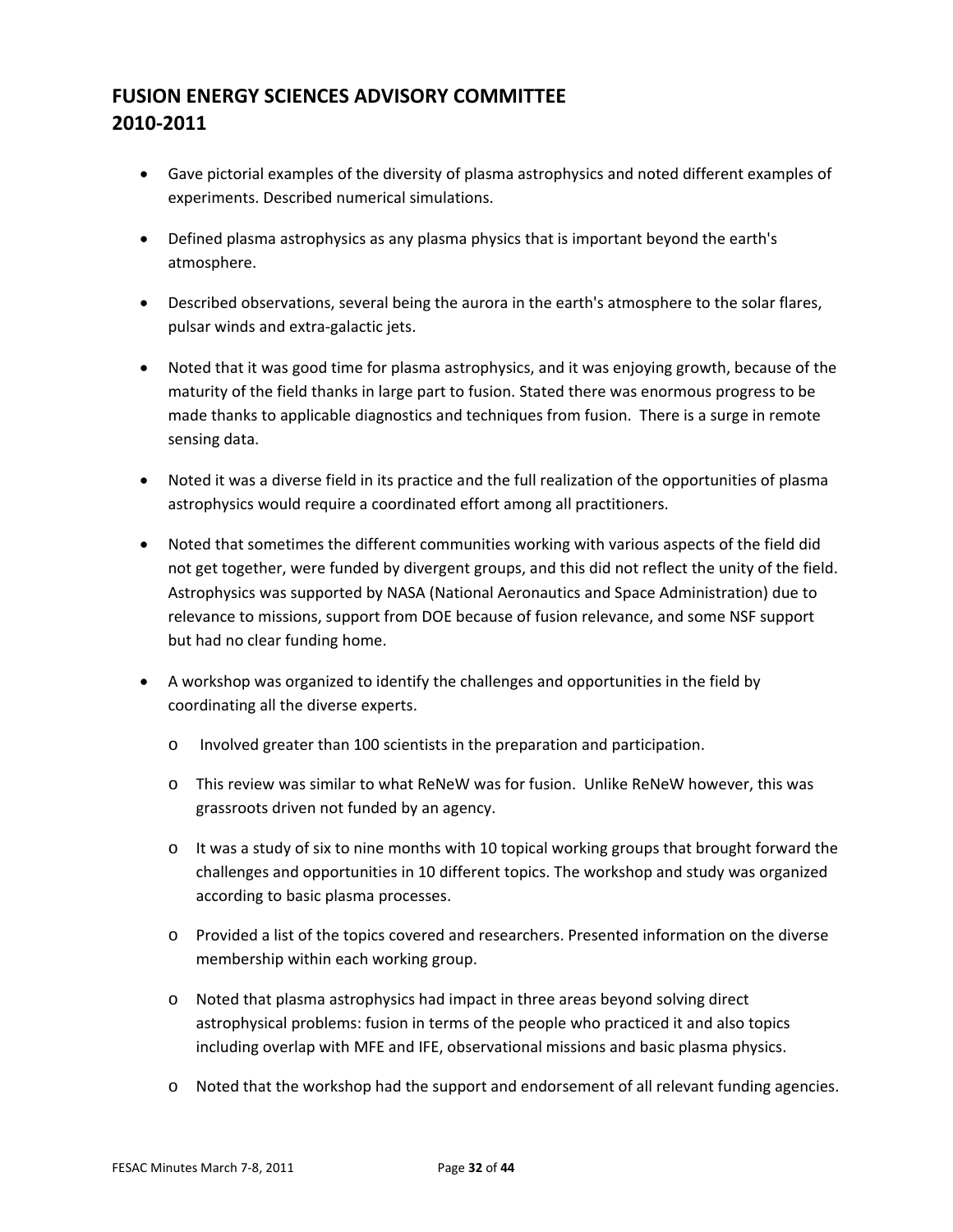## FUSION ENERGY SCIENCES ADVISORY COMMITTEE 2010-2011

- Gave pictorial examples of the diversity of plasma astrophysics and noted different examples of experiments. Described numerical simulations.
- Defined plasma astrophysics as any plasma physics that is important beyond the earth's atmosphere.
- Described observations, several being the aurora in the earth's atmosphere to the solar flares, pulsar winds and extra-galactic jets.
- Noted that it was good time for plasma astrophysics, and it was enjoying growth, because of the maturity of the field thanks in large part to fusion. Stated there was enormous progress to be made thanks to applicable diagnostics and techniques from fusion. There is a surge in remote sensing data.
- Noted it was a diverse field in its practice and the full realization of the opportunities of plasma astrophysics would require a coordinated effort among all practitioners.
- Noted that sometimes the different communities working with various aspects of the field did not get together, were funded by divergent groups, and this did not reflect the unity of the field. Astrophysics was supported by NASA (National Aeronautics and Space Administration) due to relevance to missions, support from DOE because of fusion relevance, and some NSF support but had no clear funding home.
- A workshop was organized to identify the challenges and opportunities in the field by coordinating all the diverse experts.
    - Involved greater than 100 scientists in the preparation and participation.
    - This review was similar to what ReNeW was for fusion. Unlike ReNeW however, this was grassroots driven not funded by an agency.
    - It was a study of six to nine months with 10 topical working groups that brought forward the challenges and opportunities in 10 different topics. The workshop and study was organized according to basic plasma processes.
    - Provided a list of the topics covered and researchers. Presented information on the diverse membership within each working group.
    - Noted that plasma astrophysics had impact in three areas beyond solving direct astrophysical problems: fusion in terms of the people who practiced it and also topics including overlap with MFE and IFE, observational missions and basic plasma physics.
    - Noted that the workshop had the support and endorsement of all relevant funding agencies.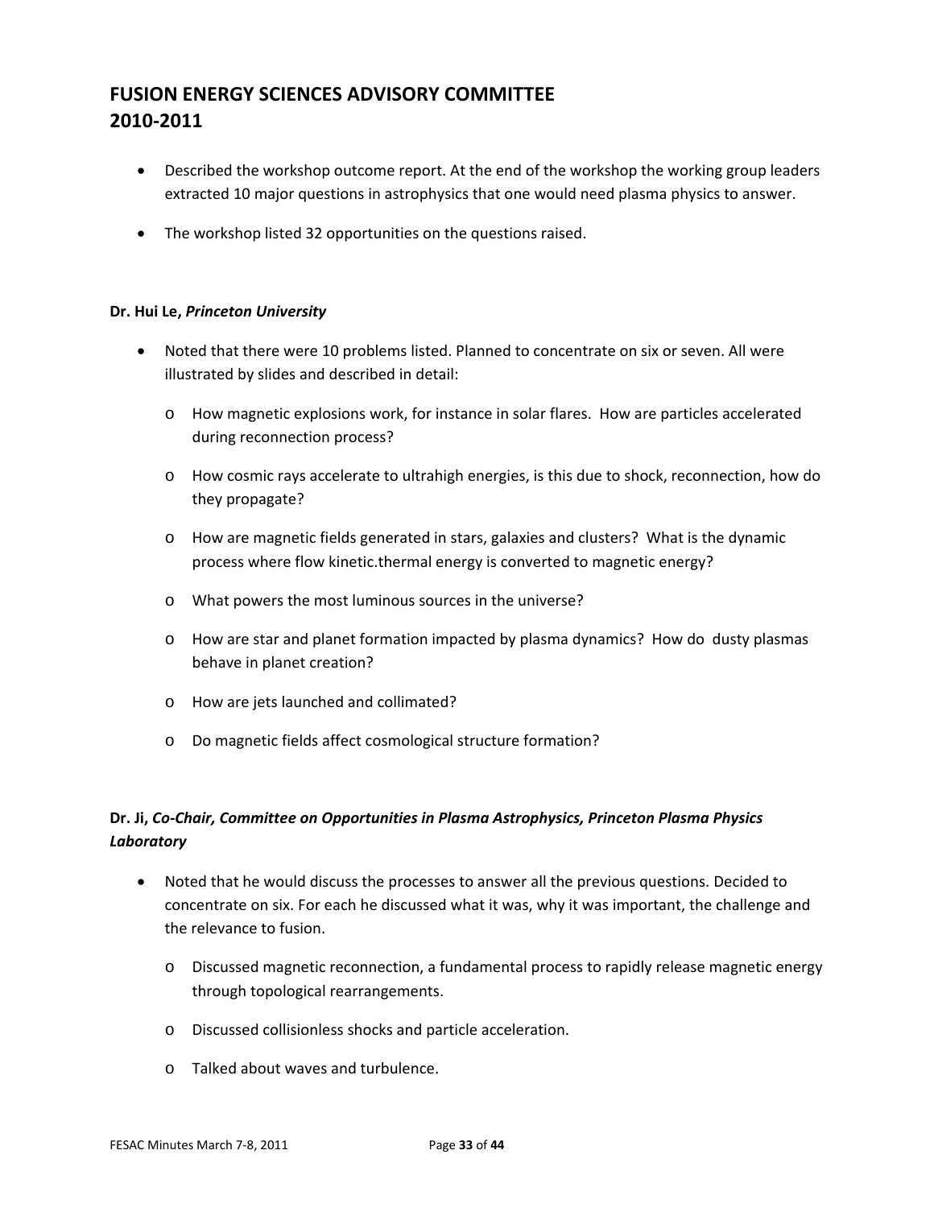- Described the workshop outcome report. At the end of the workshop the working group leaders extracted 10 major questions in astrophysics that one would need plasma physics to answer.
- The workshop listed 32 opportunities on the questions raised.

**Dr. Hui Le, *Princeton University***

- Noted that there were 10 problems listed. Planned to concentrate on six or seven. All were illustrated by slides and described in detail:
  - How magnetic explosions work, for instance in solar flares. How are particles accelerated during reconnection process?
  - How cosmic rays accelerate to ultrahigh energies, is this due to shock, reconnection, how do they propagate?
  - How are magnetic fields generated in stars, galaxies and clusters? What is the dynamic process where flow kinetic.thermal energy is converted to magnetic energy?
  - What powers the most luminous sources in the universe?
  - How are star and planet formation impacted by plasma dynamics? How do dusty plasmas behave in planet creation?
  - How are jets launched and collimated?
  - Do magnetic fields affect cosmological structure formation?

**Dr. Ji, *Co-Chair, Committee on Opportunities in Plasma Astrophysics, Princeton Plasma Physics Laboratory***

- Noted that he would discuss the processes to answer all the previous questions. Decided to concentrate on six. For each he discussed what it was, why it was important, the challenge and the relevance to fusion.
  - Discussed magnetic reconnection, a fundamental process to rapidly release magnetic energy through topological rearrangements.
  - Discussed collisionless shocks and particle acceleration.
  - Talked about waves and turbulence.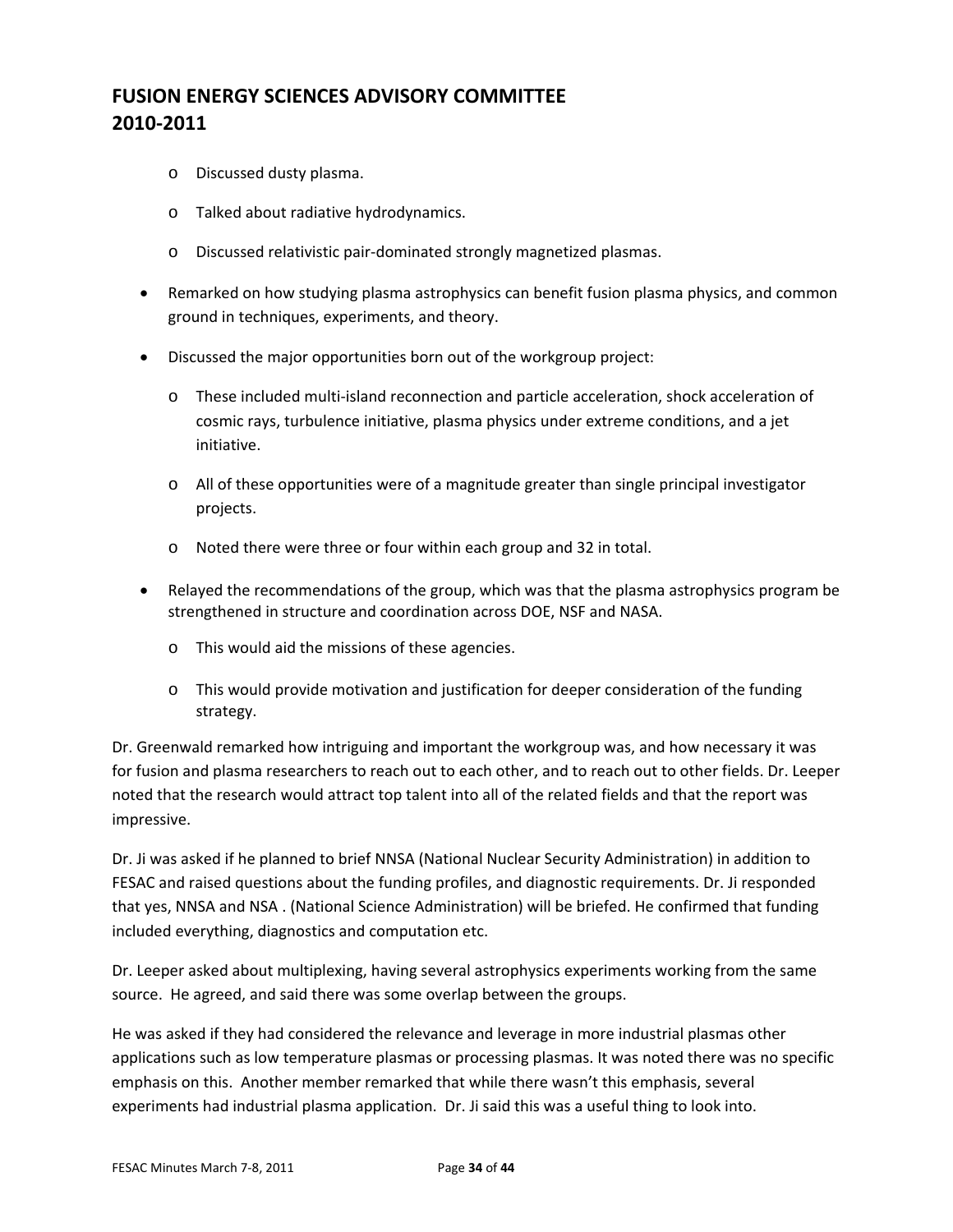- Discussed dusty plasma.
  - Talked about radiative hydrodynamics.
  - Discussed relativistic pair-dominated strongly magnetized plasmas.
- Remarked on how studying plasma astrophysics can benefit fusion plasma physics, and common ground in techniques, experiments, and theory.
- Discussed the major opportunities born out of the workgroup project:
  - These included multi-island reconnection and particle acceleration, shock acceleration of cosmic rays, turbulence initiative, plasma physics under extreme conditions, and a jet initiative.
  - All of these opportunities were of a magnitude greater than single principal investigator projects.
  - Noted there were three or four within each group and 32 in total.
- Relayed the recommendations of the group, which was that the plasma astrophysics program be strengthened in structure and coordination across DOE, NSF and NASA.
  - This would aid the missions of these agencies.
  - This would provide motivation and justification for deeper consideration of the funding strategy.

Dr. Greenwald remarked how intriguing and important the workgroup was, and how necessary it was for fusion and plasma researchers to reach out to each other, and to reach out to other fields. Dr. Leeper noted that the research would attract top talent into all of the related fields and that the report was impressive.

Dr. Ji was asked if he planned to brief NNSA (National Nuclear Security Administration) in addition to FESAC and raised questions about the funding profiles, and diagnostic requirements. Dr. Ji responded that yes, NNSA and NSA . (National Science Administration) will be briefed. He confirmed that funding included everything, diagnostics and computation etc.

Dr. Leeper asked about multiplexing, having several astrophysics experiments working from the same source. He agreed, and said there was some overlap between the groups.

He was asked if they had considered the relevance and leverage in more industrial plasmas other applications such as low temperature plasmas or processing plasmas. It was noted there was no specific emphasis on this. Another member remarked that while there wasn't this emphasis, several experiments had industrial plasma application. Dr. Ji said this was a useful thing to look into.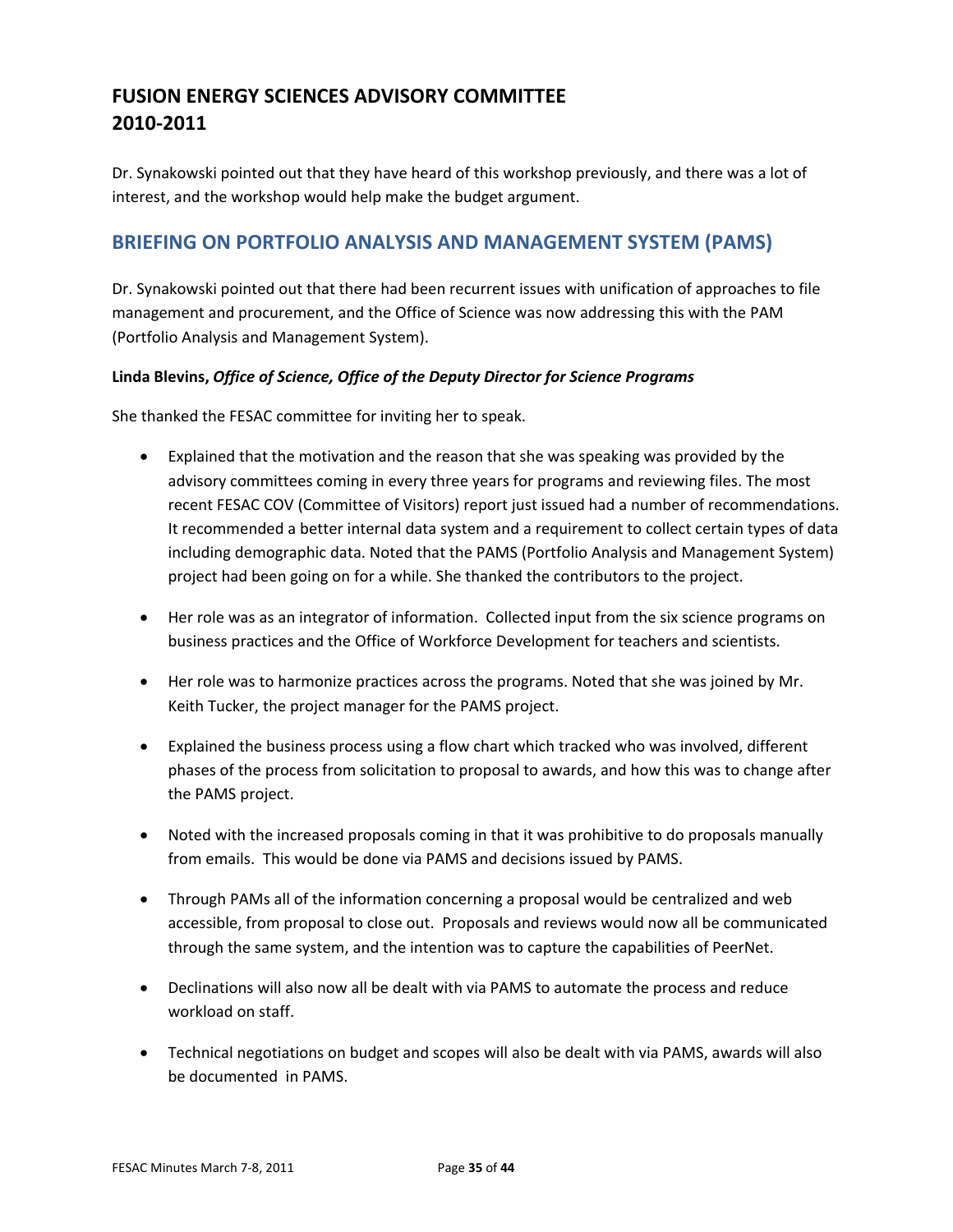Dr. Synakowski pointed out that they have heard of this workshop previously, and there was a lot of interest, and the workshop would help make the budget argument.

## BRIEFING ON PORTFOLIO ANALYSIS AND MANAGEMENT SYSTEM (PAMS)

Dr. Synakowski pointed out that there had been recurrent issues with unification of approaches to file management and procurement, and the Office of Science was now addressing this with the PAM (Portfolio Analysis and Management System).

**Linda Blevins, *Office of Science, Office of the Deputy Director for Science Programs***

She thanked the FESAC committee for inviting her to speak.

- Explained that the motivation and the reason that she was speaking was provided by the advisory committees coming in every three years for programs and reviewing files. The most recent FESAC COV (Committee of Visitors) report just issued had a number of recommendations. It recommended a better internal data system and a requirement to collect certain types of data including demographic data. Noted that the PAMS (Portfolio Analysis and Management System) project had been going on for a while. She thanked the contributors to the project.

- Her role was as an integrator of information. Collected input from the six science programs on business practices and the Office of Workforce Development for teachers and scientists.

- Her role was to harmonize practices across the programs. Noted that she was joined by Mr. Keith Tucker, the project manager for the PAMS project.

- Explained the business process using a flow chart which tracked who was involved, different phases of the process from solicitation to proposal to awards, and how this was to change after the PAMS project.

- Noted with the increased proposals coming in that it was prohibitive to do proposals manually from emails. This would be done via PAMS and decisions issued by PAMS.

- Through PAMs all of the information concerning a proposal would be centralized and web accessible, from proposal to close out. Proposals and reviews would now all be communicated through the same system, and the intention was to capture the capabilities of PeerNet.

- Declinations will also now all be dealt with via PAMS to automate the process and reduce workload on staff.

- Technical negotiations on budget and scopes will also be dealt with via PAMS, awards will also be documented in PAMS.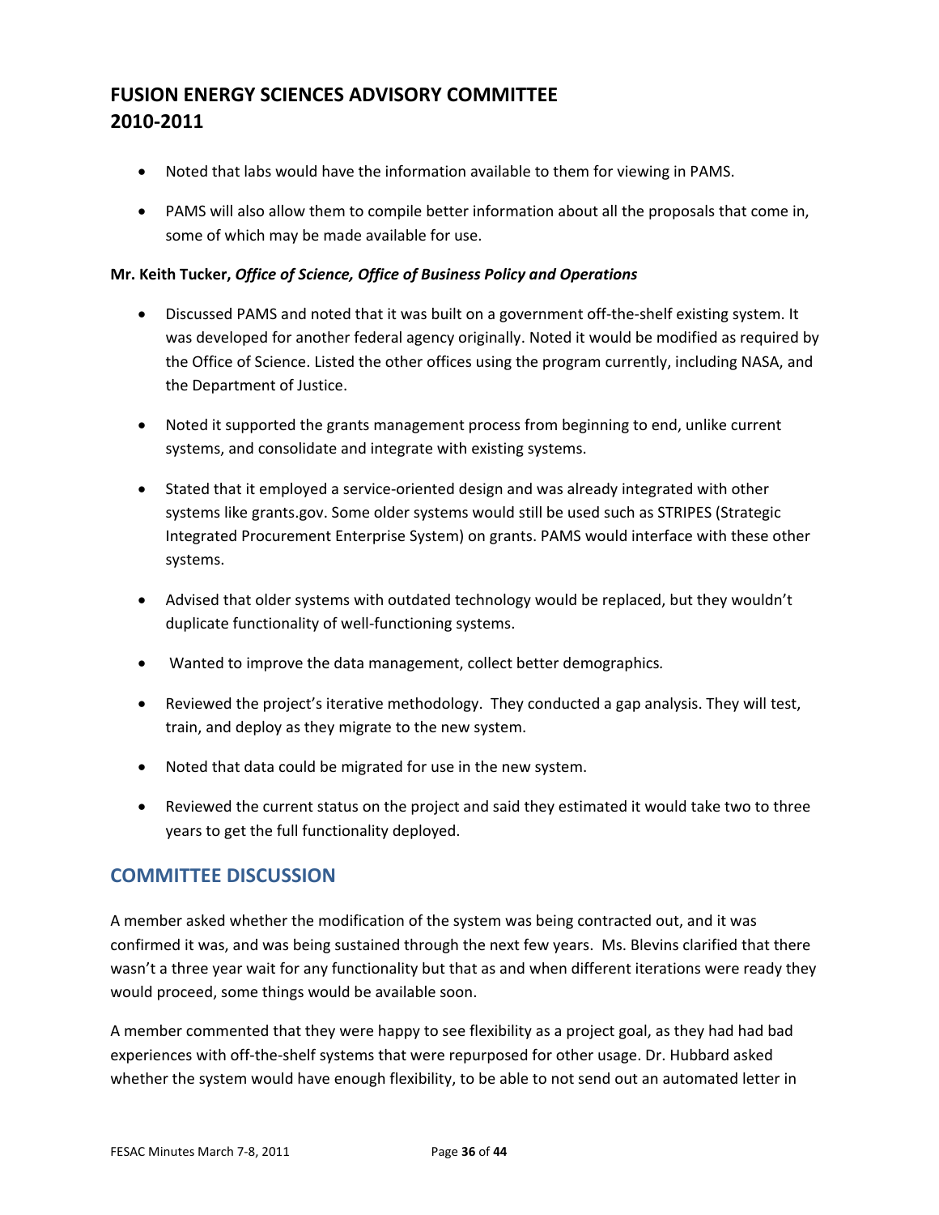# FUSION ENERGY SCIENCES ADVISORY COMMITTEE 2010-2011

- Noted that labs would have the information available to them for viewing in PAMS.
- PAMS will also allow them to compile better information about all the proposals that come in, some of which may be made available for use.

**Mr. Keith Tucker,** ***Office of Science, Office of Business Policy and Operations***

- Discussed PAMS and noted that it was built on a government off-the-shelf existing system. It was developed for another federal agency originally. Noted it would be modified as required by the Office of Science. Listed the other offices using the program currently, including NASA, and the Department of Justice.
- Noted it supported the grants management process from beginning to end, unlike current systems, and consolidate and integrate with existing systems.
- Stated that it employed a service-oriented design and was already integrated with other systems like grants.gov. Some older systems would still be used such as STRIPES (Strategic Integrated Procurement Enterprise System) on grants. PAMS would interface with these other systems.
- Advised that older systems with outdated technology would be replaced, but they wouldn't duplicate functionality of well-functioning systems.
- Wanted to improve the data management, collect better demographics.
- Reviewed the project's iterative methodology. They conducted a gap analysis. They will test, train, and deploy as they migrate to the new system.
- Noted that data could be migrated for use in the new system.
- Reviewed the current status on the project and said they estimated it would take two to three years to get the full functionality deployed.

## COMMITTEE DISCUSSION

A member asked whether the modification of the system was being contracted out, and it was confirmed it was, and was being sustained through the next few years. Ms. Blevins clarified that there wasn't a three year wait for any functionality but that as and when different iterations were ready they would proceed, some things would be available soon.

A member commented that they were happy to see flexibility as a project goal, as they had had bad experiences with off-the-shelf systems that were repurposed for other usage. Dr. Hubbard asked whether the system would have enough flexibility, to be able to not send out an automated letter in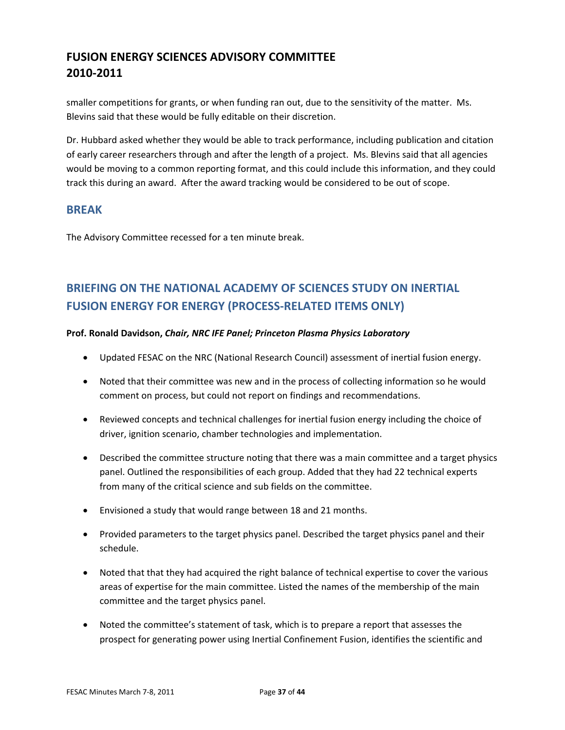smaller competitions for grants, or when funding ran out, due to the sensitivity of the matter. Ms. Blevins said that these would be fully editable on their discretion.

Dr. Hubbard asked whether they would be able to track performance, including publication and citation of early career researchers through and after the length of a project. Ms. Blevins said that all agencies would be moving to a common reporting format, and this could include this information, and they could track this during an award. After the award tracking would be considered to be out of scope.

## BREAK

The Advisory Committee recessed for a ten minute break.

## BRIEFING ON THE NATIONAL ACADEMY OF SCIENCES STUDY ON INERTIAL FUSION ENERGY FOR ENERGY (PROCESS-RELATED ITEMS ONLY)

**Prof. Ronald Davidson,** ***Chair, NRC IFE Panel; Princeton Plasma Physics Laboratory***

- Updated FESAC on the NRC (National Research Council) assessment of inertial fusion energy.
- Noted that their committee was new and in the process of collecting information so he would comment on process, but could not report on findings and recommendations.
- Reviewed concepts and technical challenges for inertial fusion energy including the choice of driver, ignition scenario, chamber technologies and implementation.
- Described the committee structure noting that there was a main committee and a target physics panel. Outlined the responsibilities of each group. Added that they had 22 technical experts from many of the critical science and sub fields on the committee.
- Envisioned a study that would range between 18 and 21 months.
- Provided parameters to the target physics panel. Described the target physics panel and their schedule.
- Noted that that they had acquired the right balance of technical expertise to cover the various areas of expertise for the main committee. Listed the names of the membership of the main committee and the target physics panel.
- Noted the committee's statement of task, which is to prepare a report that assesses the prospect for generating power using Inertial Confinement Fusion, identifies the scientific and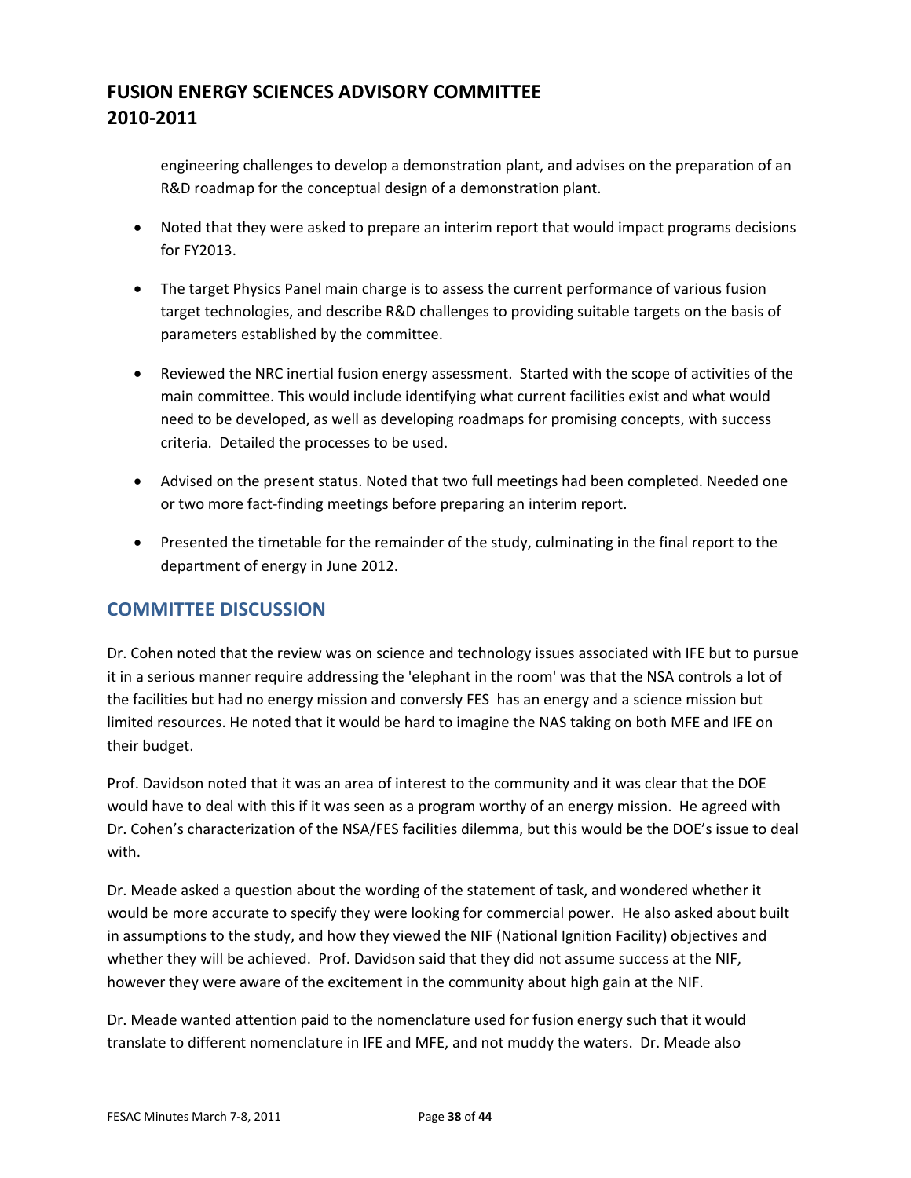engineering challenges to develop a demonstration plant, and advises on the preparation of an R&D roadmap for the conceptual design of a demonstration plant.

- Noted that they were asked to prepare an interim report that would impact programs decisions for FY2013.
- The target Physics Panel main charge is to assess the current performance of various fusion target technologies, and describe R&D challenges to providing suitable targets on the basis of parameters established by the committee.
- Reviewed the NRC inertial fusion energy assessment. Started with the scope of activities of the main committee. This would include identifying what current facilities exist and what would need to be developed, as well as developing roadmaps for promising concepts, with success criteria. Detailed the processes to be used.
- Advised on the present status. Noted that two full meetings had been completed. Needed one or two more fact-finding meetings before preparing an interim report.
- Presented the timetable for the remainder of the study, culminating in the final report to the department of energy in June 2012.

## COMMITTEE DISCUSSION

Dr. Cohen noted that the review was on science and technology issues associated with IFE but to pursue it in a serious manner require addressing the 'elephant in the room' was that the NSA controls a lot of the facilities but had no energy mission and conversly FES has an energy and a science mission but limited resources. He noted that it would be hard to imagine the NAS taking on both MFE and IFE on their budget.

Prof. Davidson noted that it was an area of interest to the community and it was clear that the DOE would have to deal with this if it was seen as a program worthy of an energy mission. He agreed with Dr. Cohen's characterization of the NSA/FES facilities dilemma, but this would be the DOE's issue to deal with.

Dr. Meade asked a question about the wording of the statement of task, and wondered whether it would be more accurate to specify they were looking for commercial power. He also asked about built in assumptions to the study, and how they viewed the NIF (National Ignition Facility) objectives and whether they will be achieved. Prof. Davidson said that they did not assume success at the NIF, however they were aware of the excitement in the community about high gain at the NIF.

Dr. Meade wanted attention paid to the nomenclature used for fusion energy such that it would translate to different nomenclature in IFE and MFE, and not muddy the waters. Dr. Meade also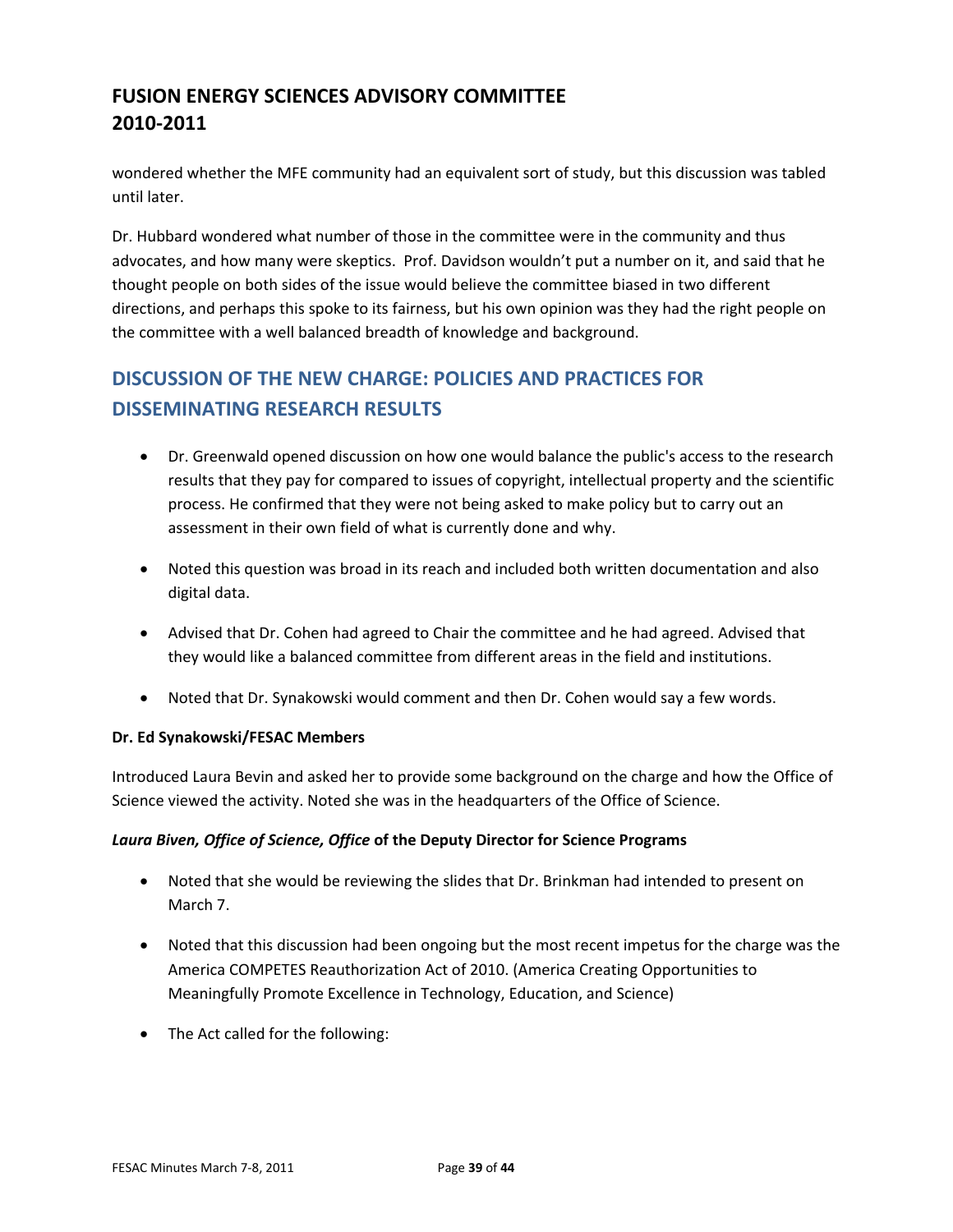wondered whether the MFE community had an equivalent sort of study, but this discussion was tabled until later.

Dr. Hubbard wondered what number of those in the committee were in the community and thus advocates, and how many were skeptics. Prof. Davidson wouldn't put a number on it, and said that he thought people on both sides of the issue would believe the committee biased in two different directions, and perhaps this spoke to its fairness, but his own opinion was they had the right people on the committee with a well balanced breadth of knowledge and background.

## DISCUSSION OF THE NEW CHARGE: POLICIES AND PRACTICES FOR DISSEMINATING RESEARCH RESULTS

- Dr. Greenwald opened discussion on how one would balance the public's access to the research results that they pay for compared to issues of copyright, intellectual property and the scientific process. He confirmed that they were not being asked to make policy but to carry out an assessment in their own field of what is currently done and why.
- Noted this question was broad in its reach and included both written documentation and also digital data.
- Advised that Dr. Cohen had agreed to Chair the committee and he had agreed. Advised that they would like a balanced committee from different areas in the field and institutions.
- Noted that Dr. Synakowski would comment and then Dr. Cohen would say a few words.

**Dr. Ed Synakowski/FESAC Members**

Introduced Laura Bevin and asked her to provide some background on the charge and how the Office of Science viewed the activity. Noted she was in the headquarters of the Office of Science.

***Laura Biven, Office of Science, Office* of the Deputy Director for Science Programs**

- Noted that she would be reviewing the slides that Dr. Brinkman had intended to present on March 7.
- Noted that this discussion had been ongoing but the most recent impetus for the charge was the America COMPETES Reauthorization Act of 2010. (America Creating Opportunities to Meaningfully Promote Excellence in Technology, Education, and Science)
- The Act called for the following: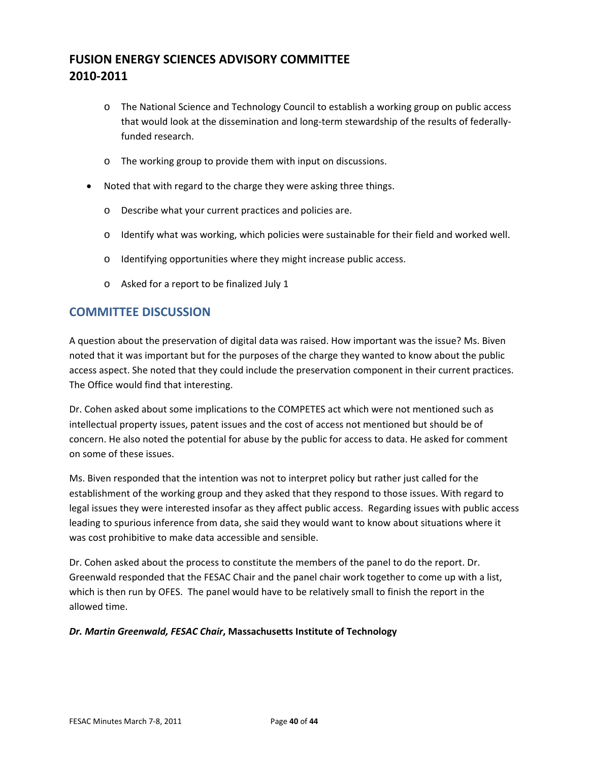- The National Science and Technology Council to establish a working group on public access that would look at the dissemination and long-term stewardship of the results of federally-funded research.
  - The working group to provide them with input on discussions.
- Noted that with regard to the charge they were asking three things.
  - Describe what your current practices and policies are.
  - Identify what was working, which policies were sustainable for their field and worked well.
  - Identifying opportunities where they might increase public access.
  - Asked for a report to be finalized July 1

## COMMITTEE DISCUSSION

A question about the preservation of digital data was raised. How important was the issue? Ms. Biven noted that it was important but for the purposes of the charge they wanted to know about the public access aspect. She noted that they could include the preservation component in their current practices. The Office would find that interesting.

Dr. Cohen asked about some implications to the COMPETES act which were not mentioned such as intellectual property issues, patent issues and the cost of access not mentioned but should be of concern. He also noted the potential for abuse by the public for access to data. He asked for comment on some of these issues.

Ms. Biven responded that the intention was not to interpret policy but rather just called for the establishment of the working group and they asked that they respond to those issues. With regard to legal issues they were interested insofar as they affect public access. Regarding issues with public access leading to spurious inference from data, she said they would want to know about situations where it was cost prohibitive to make data accessible and sensible.

Dr. Cohen asked about the process to constitute the members of the panel to do the report. Dr. Greenwald responded that the FESAC Chair and the panel chair work together to come up with a list, which is then run by OFES. The panel would have to be relatively small to finish the report in the allowed time.

***Dr. Martin Greenwald, FESAC Chair*, Massachusetts Institute of Technology**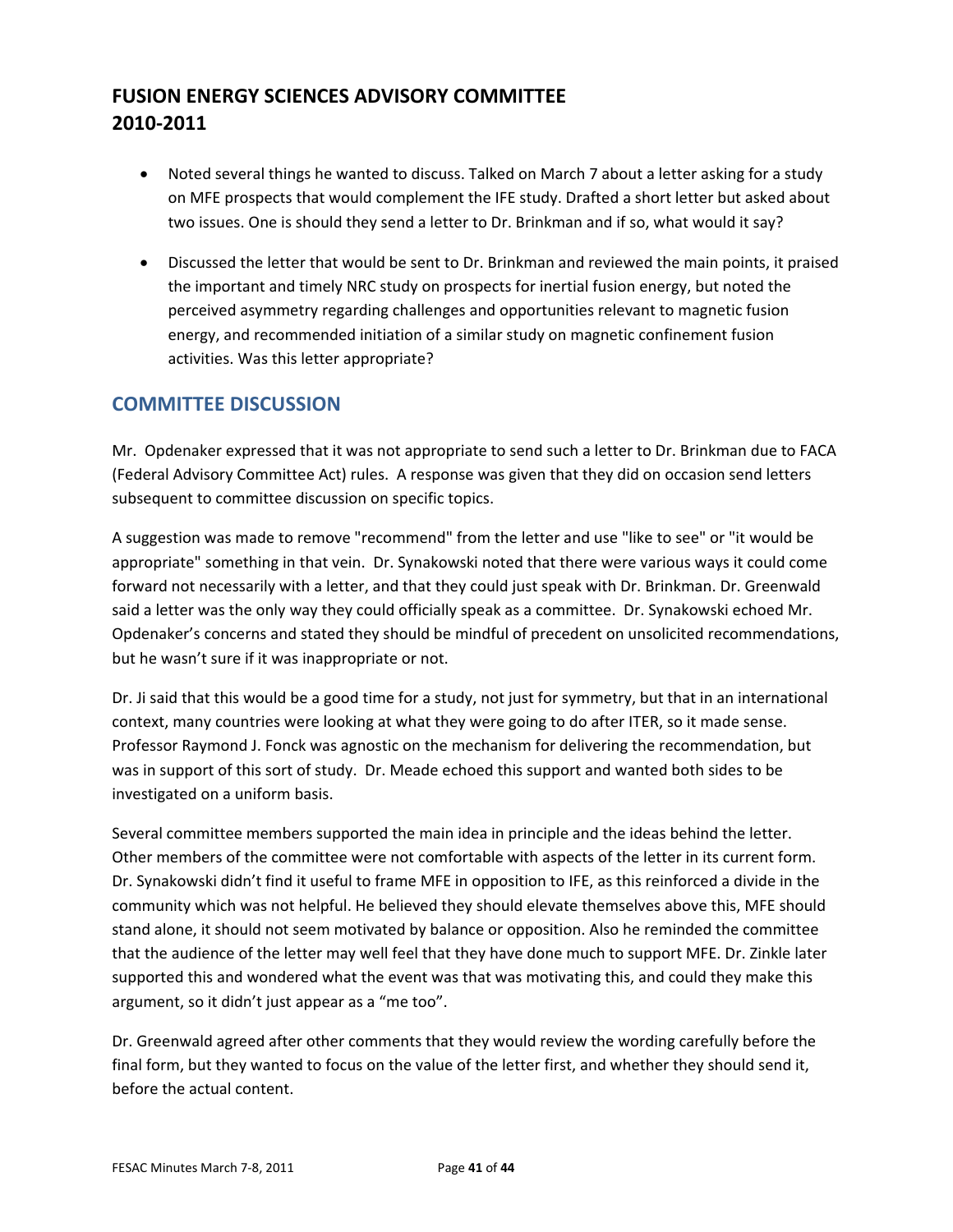- Noted several things he wanted to discuss. Talked on March 7 about a letter asking for a study on MFE prospects that would complement the IFE study. Drafted a short letter but asked about two issues. One is should they send a letter to Dr. Brinkman and if so, what would it say?
- Discussed the letter that would be sent to Dr. Brinkman and reviewed the main points, it praised the important and timely NRC study on prospects for inertial fusion energy, but noted the perceived asymmetry regarding challenges and opportunities relevant to magnetic fusion energy, and recommended initiation of a similar study on magnetic confinement fusion activities. Was this letter appropriate?

## COMMITTEE DISCUSSION

Mr. Opdenaker expressed that it was not appropriate to send such a letter to Dr. Brinkman due to FACA (Federal Advisory Committee Act) rules. A response was given that they did on occasion send letters subsequent to committee discussion on specific topics.

A suggestion was made to remove "recommend" from the letter and use "like to see" or "it would be appropriate" something in that vein. Dr. Synakowski noted that there were various ways it could come forward not necessarily with a letter, and that they could just speak with Dr. Brinkman. Dr. Greenwald said a letter was the only way they could officially speak as a committee. Dr. Synakowski echoed Mr. Opdenaker's concerns and stated they should be mindful of precedent on unsolicited recommendations, but he wasn't sure if it was inappropriate or not.

Dr. Ji said that this would be a good time for a study, not just for symmetry, but that in an international context, many countries were looking at what they were going to do after ITER, so it made sense. Professor Raymond J. Fonck was agnostic on the mechanism for delivering the recommendation, but was in support of this sort of study. Dr. Meade echoed this support and wanted both sides to be investigated on a uniform basis.

Several committee members supported the main idea in principle and the ideas behind the letter. Other members of the committee were not comfortable with aspects of the letter in its current form. Dr. Synakowski didn't find it useful to frame MFE in opposition to IFE, as this reinforced a divide in the community which was not helpful. He believed they should elevate themselves above this, MFE should stand alone, it should not seem motivated by balance or opposition. Also he reminded the committee that the audience of the letter may well feel that they have done much to support MFE. Dr. Zinkle later supported this and wondered what the event was that was motivating this, and could they make this argument, so it didn't just appear as a "me too".

Dr. Greenwald agreed after other comments that they would review the wording carefully before the final form, but they wanted to focus on the value of the letter first, and whether they should send it, before the actual content.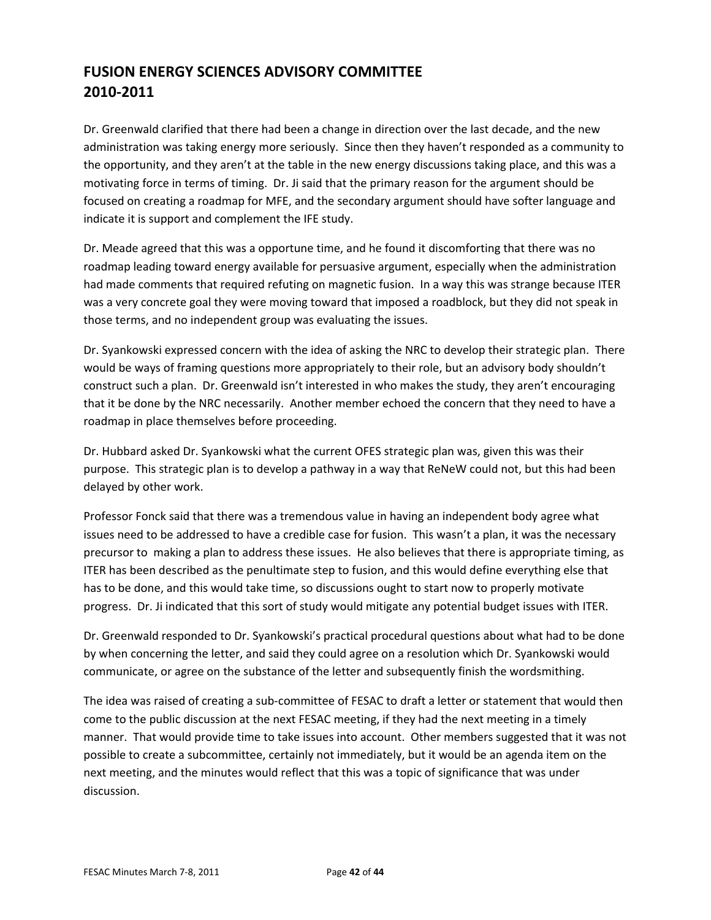# FUSION ENERGY SCIENCES ADVISORY COMMITTEE 2010-2011

Dr. Greenwald clarified that there had been a change in direction over the last decade, and the new administration was taking energy more seriously. Since then they haven't responded as a community to the opportunity, and they aren't at the table in the new energy discussions taking place, and this was a motivating force in terms of timing. Dr. Ji said that the primary reason for the argument should be focused on creating a roadmap for MFE, and the secondary argument should have softer language and indicate it is support and complement the IFE study.

Dr. Meade agreed that this was a opportune time, and he found it discomforting that there was no roadmap leading toward energy available for persuasive argument, especially when the administration had made comments that required refuting on magnetic fusion. In a way this was strange because ITER was a very concrete goal they were moving toward that imposed a roadblock, but they did not speak in those terms, and no independent group was evaluating the issues.

Dr. Syankowski expressed concern with the idea of asking the NRC to develop their strategic plan. There would be ways of framing questions more appropriately to their role, but an advisory body shouldn't construct such a plan. Dr. Greenwald isn't interested in who makes the study, they aren't encouraging that it be done by the NRC necessarily. Another member echoed the concern that they need to have a roadmap in place themselves before proceeding.

Dr. Hubbard asked Dr. Syankowski what the current OFES strategic plan was, given this was their purpose. This strategic plan is to develop a pathway in a way that ReNeW could not, but this had been delayed by other work.

Professor Fonck said that there was a tremendous value in having an independent body agree what issues need to be addressed to have a credible case for fusion. This wasn't a plan, it was the necessary precursor to making a plan to address these issues. He also believes that there is appropriate timing, as ITER has been described as the penultimate step to fusion, and this would define everything else that has to be done, and this would take time, so discussions ought to start now to properly motivate progress. Dr. Ji indicated that this sort of study would mitigate any potential budget issues with ITER.

Dr. Greenwald responded to Dr. Syankowski's practical procedural questions about what had to be done by when concerning the letter, and said they could agree on a resolution which Dr. Syankowski would communicate, or agree on the substance of the letter and subsequently finish the wordsmithing.

The idea was raised of creating a sub-committee of FESAC to draft a letter or statement that would then come to the public discussion at the next FESAC meeting, if they had the next meeting in a timely manner. That would provide time to take issues into account. Other members suggested that it was not possible to create a subcommittee, certainly not immediately, but it would be an agenda item on the next meeting, and the minutes would reflect that this was a topic of significance that was under discussion.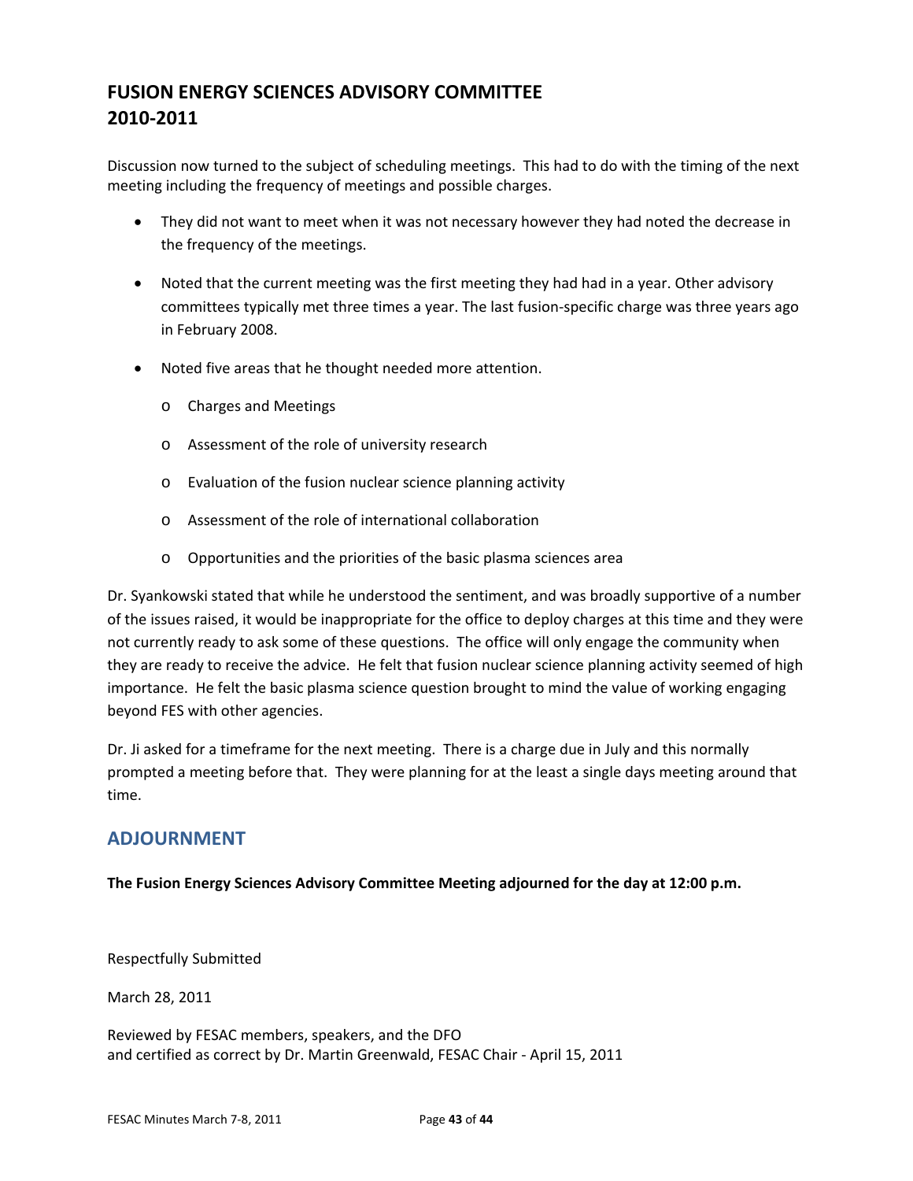# FUSION ENERGY SCIENCES ADVISORY COMMITTEE 2010-2011

Discussion now turned to the subject of scheduling meetings. This had to do with the timing of the next meeting including the frequency of meetings and possible charges.

- They did not want to meet when it was not necessary however they had noted the decrease in the frequency of the meetings.
- Noted that the current meeting was the first meeting they had had in a year. Other advisory committees typically met three times a year. The last fusion-specific charge was three years ago in February 2008.
- Noted five areas that he thought needed more attention.
  - Charges and Meetings
  - Assessment of the role of university research
  - Evaluation of the fusion nuclear science planning activity
  - Assessment of the role of international collaboration
  - Opportunities and the priorities of the basic plasma sciences area

Dr. Syankowski stated that while he understood the sentiment, and was broadly supportive of a number of the issues raised, it would be inappropriate for the office to deploy charges at this time and they were not currently ready to ask some of these questions. The office will only engage the community when they are ready to receive the advice. He felt that fusion nuclear science planning activity seemed of high importance. He felt the basic plasma science question brought to mind the value of working engaging beyond FES with other agencies.

Dr. Ji asked for a timeframe for the next meeting. There is a charge due in July and this normally prompted a meeting before that. They were planning for at the least a single days meeting around that time.

## ADJOURNMENT

**The Fusion Energy Sciences Advisory Committee Meeting adjourned for the day at 12:00 p.m.**

Respectfully Submitted

March 28, 2011

Reviewed by FESAC members, speakers, and the DFO
and certified as correct by Dr. Martin Greenwald, FESAC Chair - April 15, 2011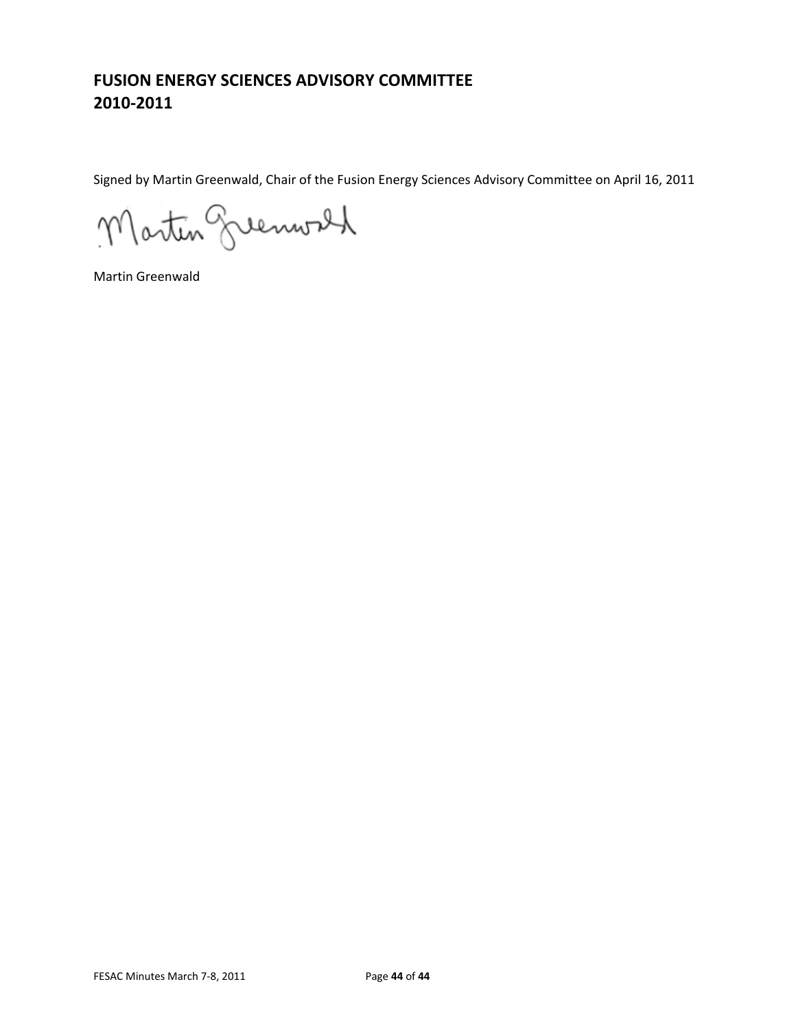## FUSION ENERGY SCIENCES ADVISORY COMMITTEE
## 2010-2011

Signed by Martin Greenwald, Chair of the Fusion Energy Sciences Advisory Committee on April 16, 2011

Martin Greenwald